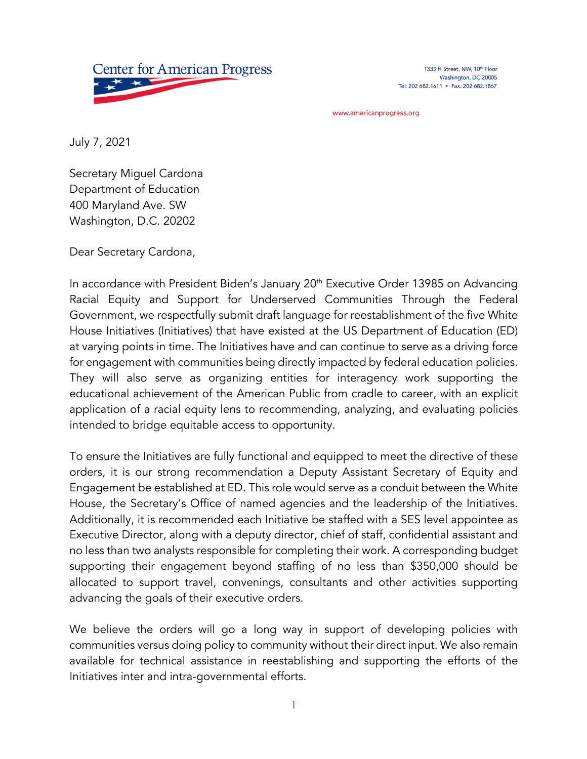Center for American Progress

1333 H Street, NW, 10th Floor
Washington, DC 20005
Tel: 202 682.1611 • Fax: 202 682.1867

www.americanprogress.org

July 7, 2021

Secretary Miguel Cardona
Department of Education
400 Maryland Ave. SW
Washington, D.C. 20202

Dear Secretary Cardona,

In accordance with President Biden's January 20th Executive Order 13985 on Advancing Racial Equity and Support for Underserved Communities Through the Federal Government, we respectfully submit draft language for reestablishment of the five White House Initiatives (Initiatives) that have existed at the US Department of Education (ED) at varying points in time. The Initiatives have and can continue to serve as a driving force for engagement with communities being directly impacted by federal education policies. They will also serve as organizing entities for interagency work supporting the educational achievement of the American Public from cradle to career, with an explicit application of a racial equity lens to recommending, analyzing, and evaluating policies intended to bridge equitable access to opportunity.

To ensure the Initiatives are fully functional and equipped to meet the directive of these orders, it is our strong recommendation a Deputy Assistant Secretary of Equity and Engagement be established at ED. This role would serve as a conduit between the White House, the Secretary's Office of named agencies and the leadership of the Initiatives. Additionally, it is recommended each Initiative be staffed with a SES level appointee as Executive Director, along with a deputy director, chief of staff, confidential assistant and no less than two analysts responsible for completing their work. A corresponding budget supporting their engagement beyond staffing of no less than $350,000 should be allocated to support travel, convenings, consultants and other activities supporting advancing the goals of their executive orders.

We believe the orders will go a long way in support of developing policies with communities versus doing policy to community without their direct input. We also remain available for technical assistance in reestablishing and supporting the efforts of the Initiatives inter and intra-governmental efforts.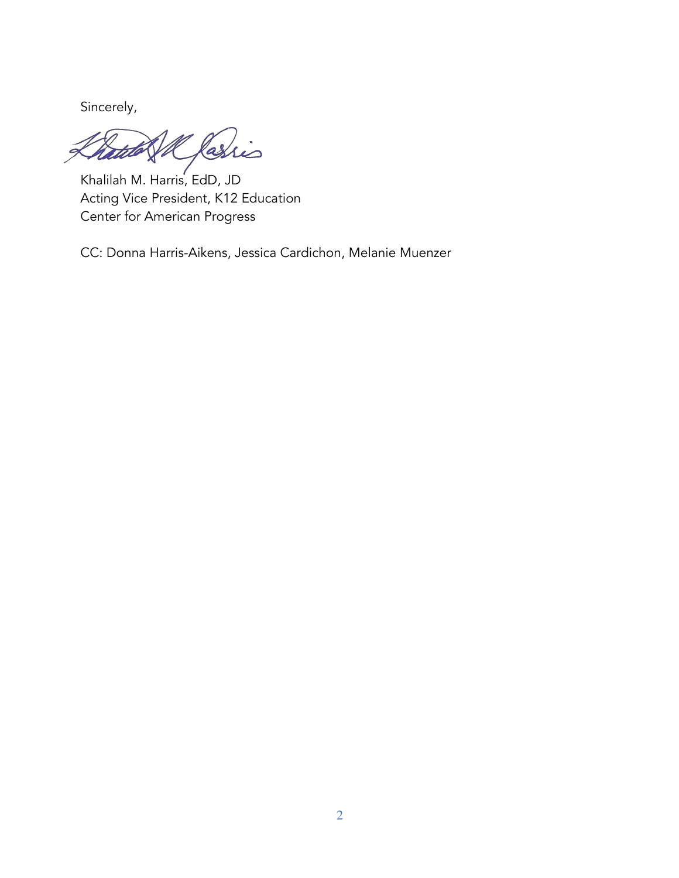Sincerely,

Khalilah M. Harris, EdD, JD
Acting Vice President, K12 Education
Center for American Progress

CC: Donna Harris-Aikens, Jessica Cardichon, Melanie Muenzer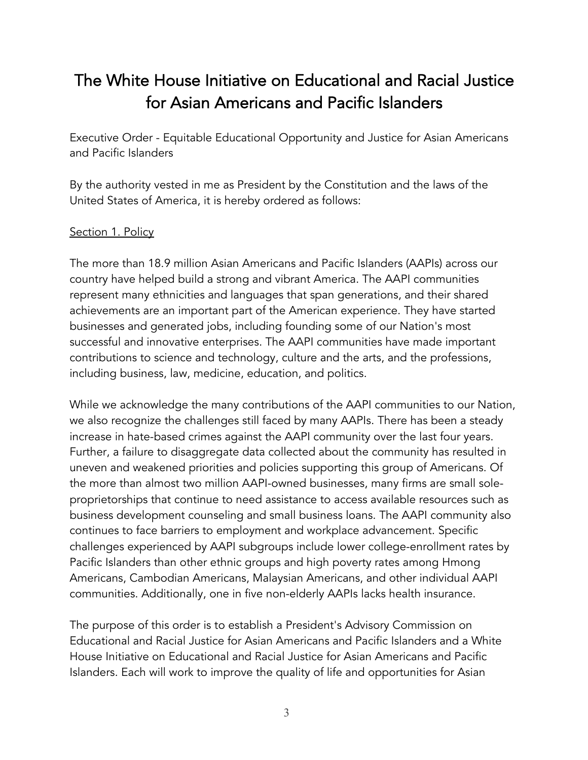# The White House Initiative on Educational and Racial Justice for Asian Americans and Pacific Islanders

Executive Order - Equitable Educational Opportunity and Justice for Asian Americans and Pacific Islanders

By the authority vested in me as President by the Constitution and the laws of the United States of America, it is hereby ordered as follows:

Section 1. Policy

The more than 18.9 million Asian Americans and Pacific Islanders (AAPIs) across our country have helped build a strong and vibrant America. The AAPI communities represent many ethnicities and languages that span generations, and their shared achievements are an important part of the American experience. They have started businesses and generated jobs, including founding some of our Nation's most successful and innovative enterprises. The AAPI communities have made important contributions to science and technology, culture and the arts, and the professions, including business, law, medicine, education, and politics.

While we acknowledge the many contributions of the AAPI communities to our Nation, we also recognize the challenges still faced by many AAPIs. There has been a steady increase in hate-based crimes against the AAPI community over the last four years. Further, a failure to disaggregate data collected about the community has resulted in uneven and weakened priorities and policies supporting this group of Americans. Of the more than almost two million AAPI-owned businesses, many firms are small sole-proprietorships that continue to need assistance to access available resources such as business development counseling and small business loans. The AAPI community also continues to face barriers to employment and workplace advancement. Specific challenges experienced by AAPI subgroups include lower college-enrollment rates by Pacific Islanders than other ethnic groups and high poverty rates among Hmong Americans, Cambodian Americans, Malaysian Americans, and other individual AAPI communities. Additionally, one in five non-elderly AAPIs lacks health insurance.

The purpose of this order is to establish a President's Advisory Commission on Educational and Racial Justice for Asian Americans and Pacific Islanders and a White House Initiative on Educational and Racial Justice for Asian Americans and Pacific Islanders. Each will work to improve the quality of life and opportunities for Asian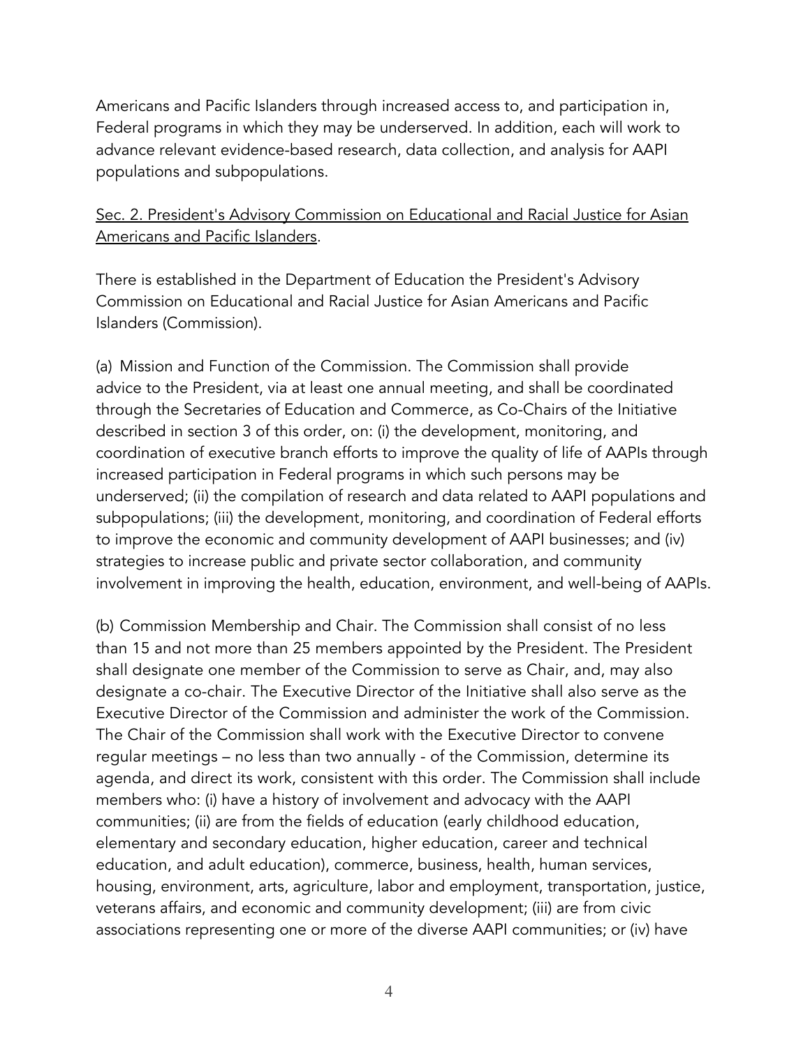Americans and Pacific Islanders through increased access to, and participation in, Federal programs in which they may be underserved. In addition, each will work to advance relevant evidence-based research, data collection, and analysis for AAPI populations and subpopulations.

Sec. 2. President's Advisory Commission on Educational and Racial Justice for Asian Americans and Pacific Islanders.

There is established in the Department of Education the President's Advisory Commission on Educational and Racial Justice for Asian Americans and Pacific Islanders (Commission).

(a) Mission and Function of the Commission. The Commission shall provide advice to the President, via at least one annual meeting, and shall be coordinated through the Secretaries of Education and Commerce, as Co-Chairs of the Initiative described in section 3 of this order, on: (i) the development, monitoring, and coordination of executive branch efforts to improve the quality of life of AAPIs through increased participation in Federal programs in which such persons may be underserved; (ii) the compilation of research and data related to AAPI populations and subpopulations; (iii) the development, monitoring, and coordination of Federal efforts to improve the economic and community development of AAPI businesses; and (iv) strategies to increase public and private sector collaboration, and community involvement in improving the health, education, environment, and well-being of AAPIs.

(b) Commission Membership and Chair. The Commission shall consist of no less than 15 and not more than 25 members appointed by the President. The President shall designate one member of the Commission to serve as Chair, and, may also designate a co-chair. The Executive Director of the Initiative shall also serve as the Executive Director of the Commission and administer the work of the Commission. The Chair of the Commission shall work with the Executive Director to convene regular meetings – no less than two annually - of the Commission, determine its agenda, and direct its work, consistent with this order. The Commission shall include members who: (i) have a history of involvement and advocacy with the AAPI communities; (ii) are from the fields of education (early childhood education, elementary and secondary education, higher education, career and technical education, and adult education), commerce, business, health, human services, housing, environment, arts, agriculture, labor and employment, transportation, justice, veterans affairs, and economic and community development; (iii) are from civic associations representing one or more of the diverse AAPI communities; or (iv) have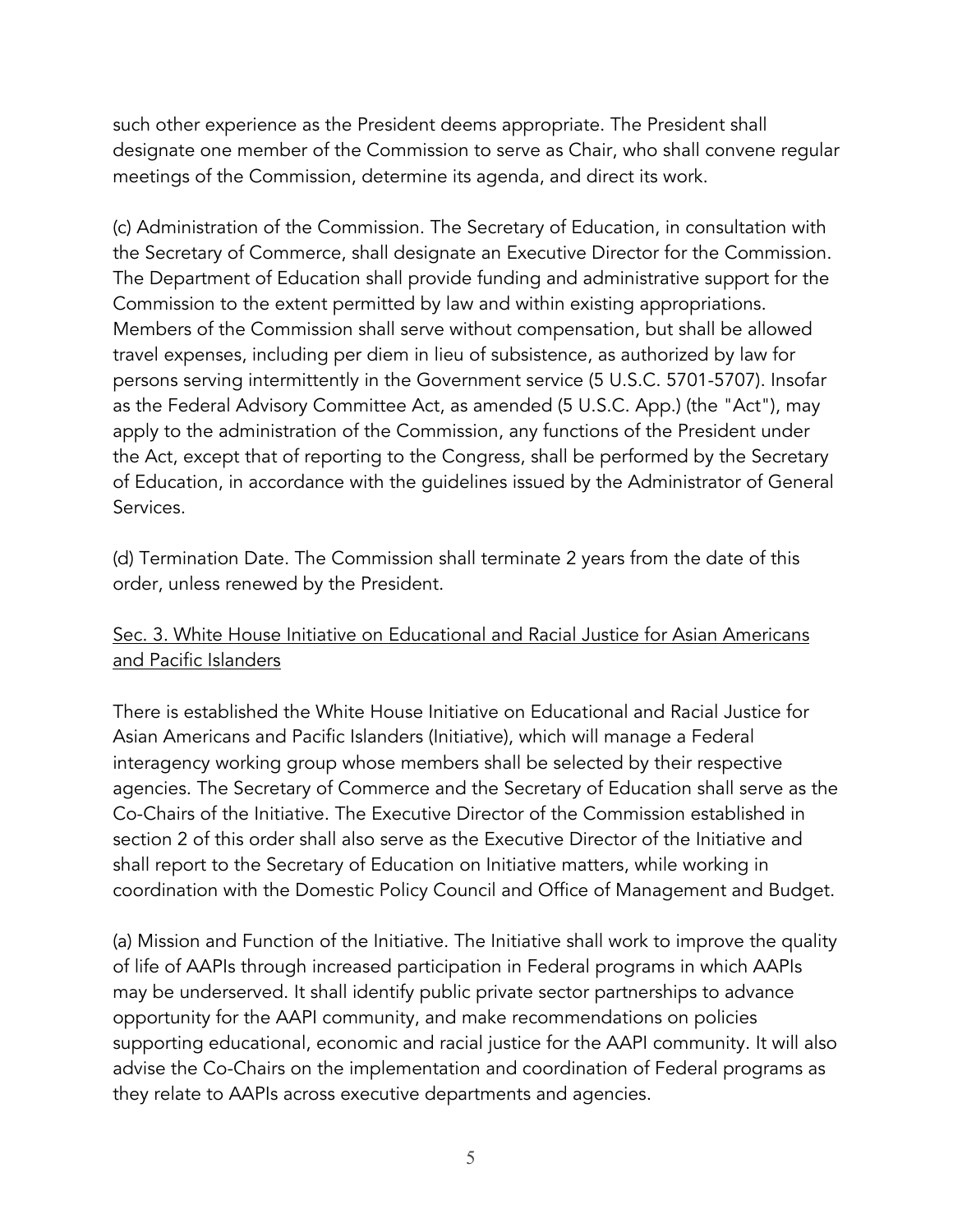such other experience as the President deems appropriate. The President shall designate one member of the Commission to serve as Chair, who shall convene regular meetings of the Commission, determine its agenda, and direct its work.

(c) Administration of the Commission. The Secretary of Education, in consultation with the Secretary of Commerce, shall designate an Executive Director for the Commission. The Department of Education shall provide funding and administrative support for the Commission to the extent permitted by law and within existing appropriations. Members of the Commission shall serve without compensation, but shall be allowed travel expenses, including per diem in lieu of subsistence, as authorized by law for persons serving intermittently in the Government service (5 U.S.C. 5701-5707). Insofar as the Federal Advisory Committee Act, as amended (5 U.S.C. App.) (the "Act"), may apply to the administration of the Commission, any functions of the President under the Act, except that of reporting to the Congress, shall be performed by the Secretary of Education, in accordance with the guidelines issued by the Administrator of General Services.

(d) Termination Date. The Commission shall terminate 2 years from the date of this order, unless renewed by the President.

## Sec. 3. White House Initiative on Educational and Racial Justice for Asian Americans and Pacific Islanders

There is established the White House Initiative on Educational and Racial Justice for Asian Americans and Pacific Islanders (Initiative), which will manage a Federal interagency working group whose members shall be selected by their respective agencies. The Secretary of Commerce and the Secretary of Education shall serve as the Co-Chairs of the Initiative. The Executive Director of the Commission established in section 2 of this order shall also serve as the Executive Director of the Initiative and shall report to the Secretary of Education on Initiative matters, while working in coordination with the Domestic Policy Council and Office of Management and Budget.

(a) Mission and Function of the Initiative. The Initiative shall work to improve the quality of life of AAPIs through increased participation in Federal programs in which AAPIs may be underserved. It shall identify public private sector partnerships to advance opportunity for the AAPI community, and make recommendations on policies supporting educational, economic and racial justice for the AAPI community. It will also advise the Co-Chairs on the implementation and coordination of Federal programs as they relate to AAPIs across executive departments and agencies.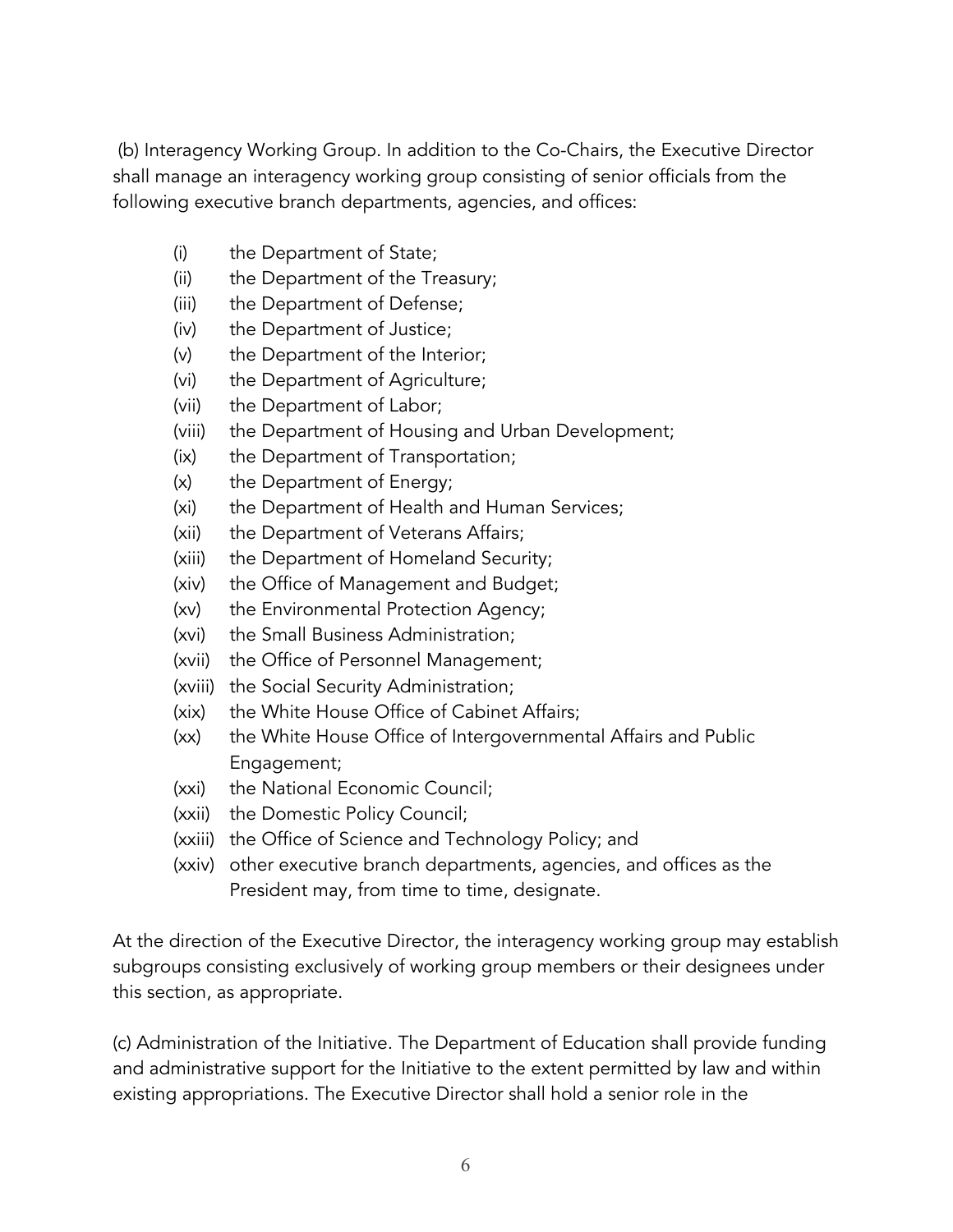(b) Interagency Working Group. In addition to the Co-Chairs, the Executive Director shall manage an interagency working group consisting of senior officials from the following executive branch departments, agencies, and offices:

(i) the Department of State;
(ii) the Department of the Treasury;
(iii) the Department of Defense;
(iv) the Department of Justice;
(v) the Department of the Interior;
(vi) the Department of Agriculture;
(vii) the Department of Labor;
(viii) the Department of Housing and Urban Development;
(ix) the Department of Transportation;
(x) the Department of Energy;
(xi) the Department of Health and Human Services;
(xii) the Department of Veterans Affairs;
(xiii) the Department of Homeland Security;
(xiv) the Office of Management and Budget;
(xv) the Environmental Protection Agency;
(xvi) the Small Business Administration;
(xvii) the Office of Personnel Management;
(xviii) the Social Security Administration;
(xix) the White House Office of Cabinet Affairs;
(xx) the White House Office of Intergovernmental Affairs and Public Engagement;
(xxi) the National Economic Council;
(xxii) the Domestic Policy Council;
(xxiii) the Office of Science and Technology Policy; and
(xxiv) other executive branch departments, agencies, and offices as the President may, from time to time, designate.

At the direction of the Executive Director, the interagency working group may establish subgroups consisting exclusively of working group members or their designees under this section, as appropriate.

(c) Administration of the Initiative. The Department of Education shall provide funding and administrative support for the Initiative to the extent permitted by law and within existing appropriations. The Executive Director shall hold a senior role in the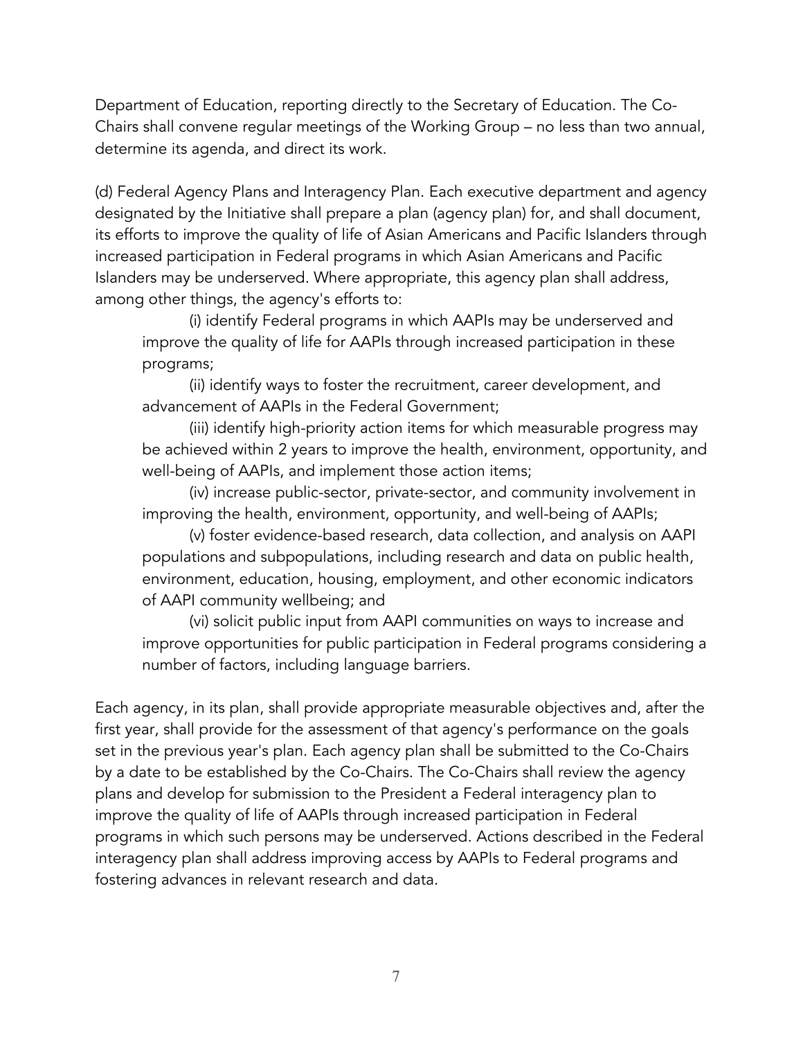Department of Education, reporting directly to the Secretary of Education. The Co-Chairs shall convene regular meetings of the Working Group – no less than two annual, determine its agenda, and direct its work.

(d) Federal Agency Plans and Interagency Plan. Each executive department and agency designated by the Initiative shall prepare a plan (agency plan) for, and shall document, its efforts to improve the quality of life of Asian Americans and Pacific Islanders through increased participation in Federal programs in which Asian Americans and Pacific Islanders may be underserved. Where appropriate, this agency plan shall address, among other things, the agency's efforts to:

(i) identify Federal programs in which AAPIs may be underserved and improve the quality of life for AAPIs through increased participation in these programs;

(ii) identify ways to foster the recruitment, career development, and advancement of AAPIs in the Federal Government;

(iii) identify high-priority action items for which measurable progress may be achieved within 2 years to improve the health, environment, opportunity, and well-being of AAPIs, and implement those action items;

(iv) increase public-sector, private-sector, and community involvement in improving the health, environment, opportunity, and well-being of AAPIs;

(v) foster evidence-based research, data collection, and analysis on AAPI populations and subpopulations, including research and data on public health, environment, education, housing, employment, and other economic indicators of AAPI community wellbeing; and

(vi) solicit public input from AAPI communities on ways to increase and improve opportunities for public participation in Federal programs considering a number of factors, including language barriers.

Each agency, in its plan, shall provide appropriate measurable objectives and, after the first year, shall provide for the assessment of that agency's performance on the goals set in the previous year's plan. Each agency plan shall be submitted to the Co-Chairs by a date to be established by the Co-Chairs. The Co-Chairs shall review the agency plans and develop for submission to the President a Federal interagency plan to improve the quality of life of AAPIs through increased participation in Federal programs in which such persons may be underserved. Actions described in the Federal interagency plan shall address improving access by AAPIs to Federal programs and fostering advances in relevant research and data.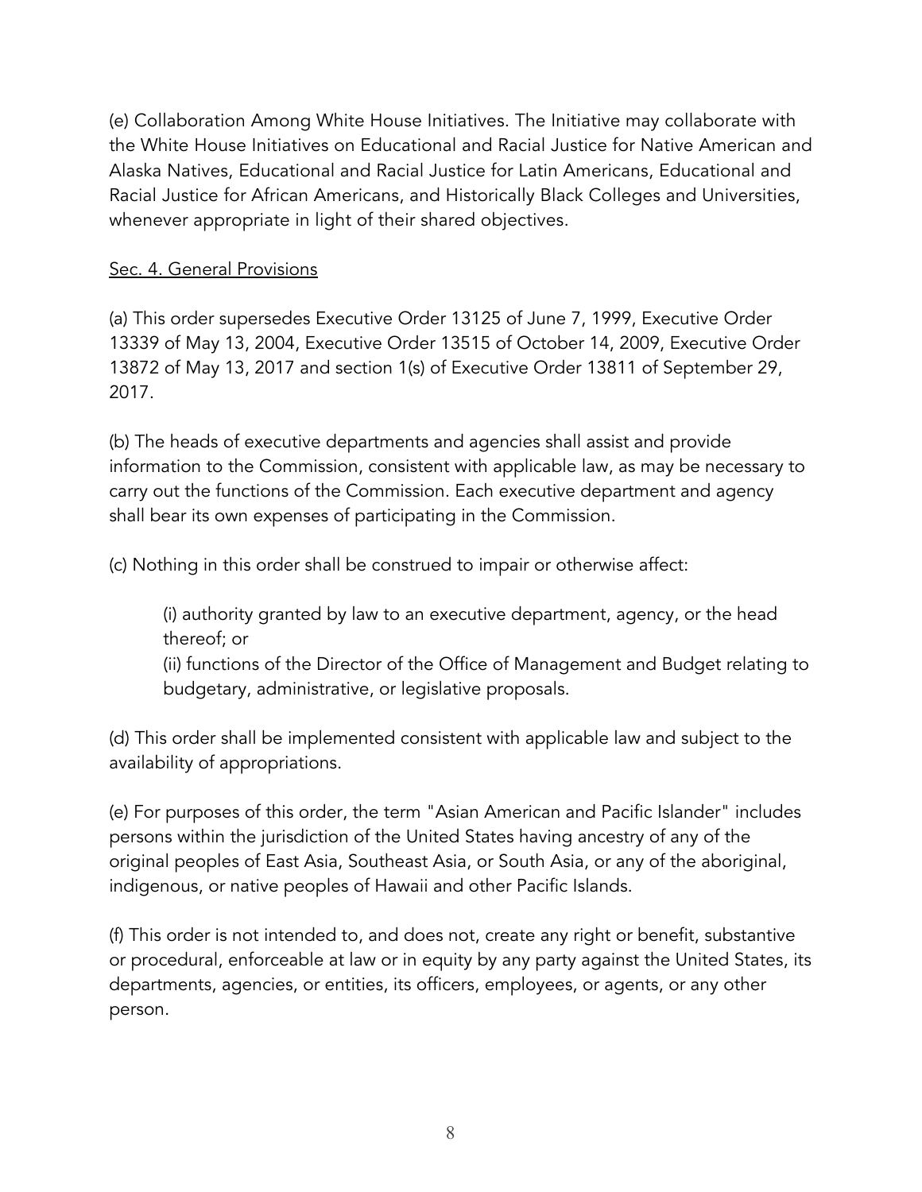(e) Collaboration Among White House Initiatives. The Initiative may collaborate with the White House Initiatives on Educational and Racial Justice for Native American and Alaska Natives, Educational and Racial Justice for Latin Americans, Educational and Racial Justice for African Americans, and Historically Black Colleges and Universities, whenever appropriate in light of their shared objectives.

## Sec. 4. General Provisions

(a) This order supersedes Executive Order 13125 of June 7, 1999, Executive Order 13339 of May 13, 2004, Executive Order 13515 of October 14, 2009, Executive Order 13872 of May 13, 2017 and section 1(s) of Executive Order 13811 of September 29, 2017.

(b) The heads of executive departments and agencies shall assist and provide information to the Commission, consistent with applicable law, as may be necessary to carry out the functions of the Commission. Each executive department and agency shall bear its own expenses of participating in the Commission.

(c) Nothing in this order shall be construed to impair or otherwise affect:

> (i) authority granted by law to an executive department, agency, or the head thereof; or
>
> (ii) functions of the Director of the Office of Management and Budget relating to budgetary, administrative, or legislative proposals.

(d) This order shall be implemented consistent with applicable law and subject to the availability of appropriations.

(e) For purposes of this order, the term "Asian American and Pacific Islander" includes persons within the jurisdiction of the United States having ancestry of any of the original peoples of East Asia, Southeast Asia, or South Asia, or any of the aboriginal, indigenous, or native peoples of Hawaii and other Pacific Islands.

(f) This order is not intended to, and does not, create any right or benefit, substantive or procedural, enforceable at law or in equity by any party against the United States, its departments, agencies, or entities, its officers, employees, or agents, or any other person.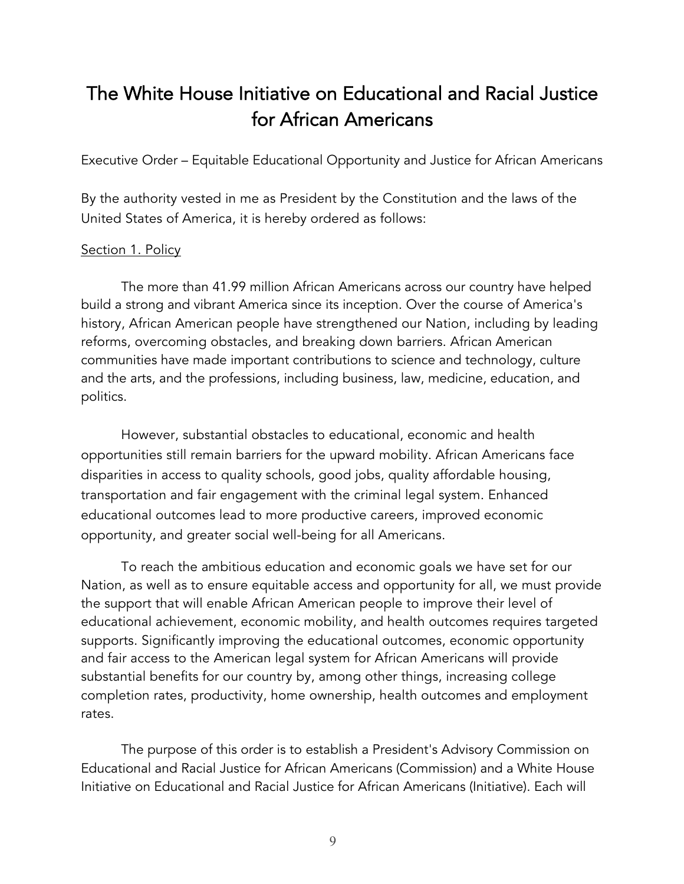# The White House Initiative on Educational and Racial Justice for African Americans

Executive Order – Equitable Educational Opportunity and Justice for African Americans

By the authority vested in me as President by the Constitution and the laws of the United States of America, it is hereby ordered as follows:

Section 1. Policy

The more than 41.99 million African Americans across our country have helped build a strong and vibrant America since its inception. Over the course of America's history, African American people have strengthened our Nation, including by leading reforms, overcoming obstacles, and breaking down barriers. African American communities have made important contributions to science and technology, culture and the arts, and the professions, including business, law, medicine, education, and politics.

However, substantial obstacles to educational, economic and health opportunities still remain barriers for the upward mobility. African Americans face disparities in access to quality schools, good jobs, quality affordable housing, transportation and fair engagement with the criminal legal system. Enhanced educational outcomes lead to more productive careers, improved economic opportunity, and greater social well-being for all Americans.

To reach the ambitious education and economic goals we have set for our Nation, as well as to ensure equitable access and opportunity for all, we must provide the support that will enable African American people to improve their level of educational achievement, economic mobility, and health outcomes requires targeted supports. Significantly improving the educational outcomes, economic opportunity and fair access to the American legal system for African Americans will provide substantial benefits for our country by, among other things, increasing college completion rates, productivity, home ownership, health outcomes and employment rates.

The purpose of this order is to establish a President's Advisory Commission on Educational and Racial Justice for African Americans (Commission) and a White House Initiative on Educational and Racial Justice for African Americans (Initiative). Each will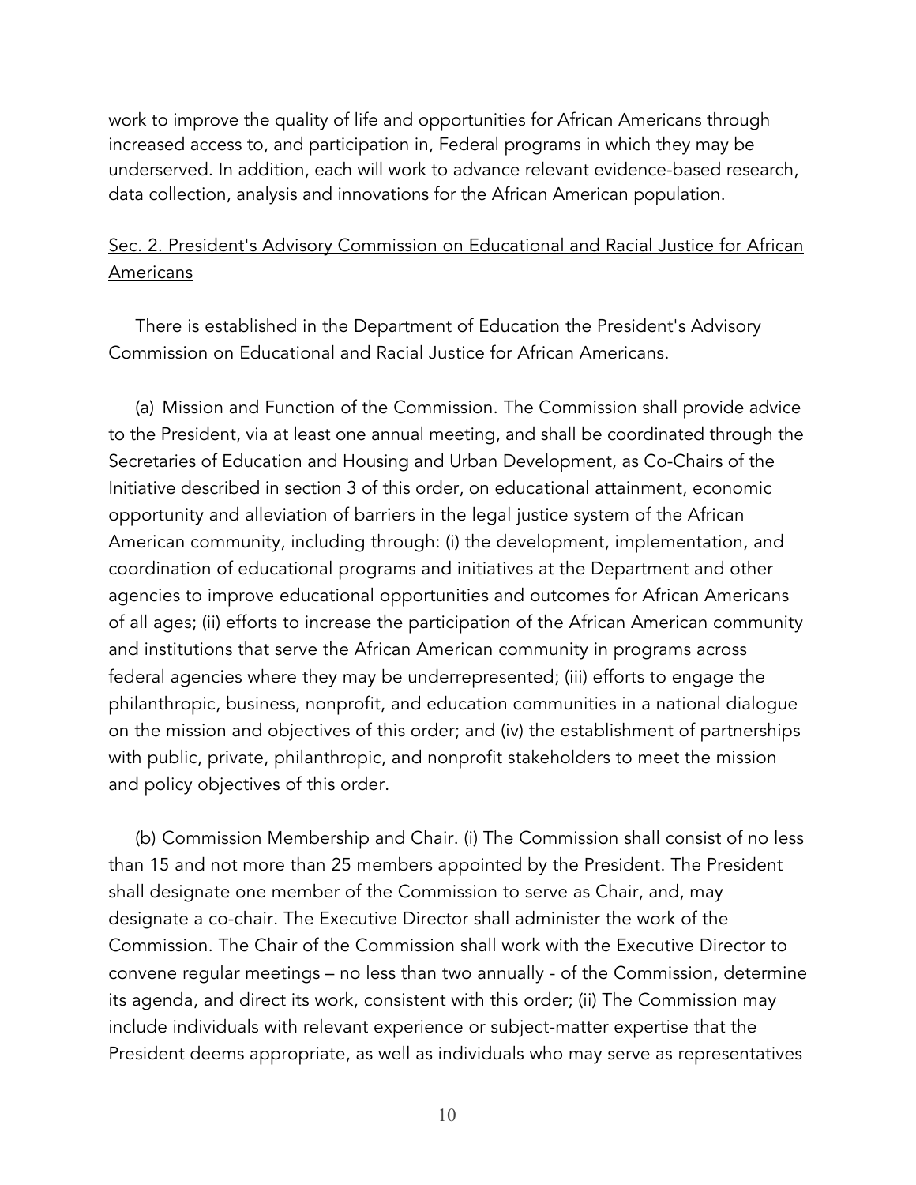work to improve the quality of life and opportunities for African Americans through increased access to, and participation in, Federal programs in which they may be underserved. In addition, each will work to advance relevant evidence-based research, data collection, analysis and innovations for the African American population.

Sec. 2. President's Advisory Commission on Educational and Racial Justice for African Americans

There is established in the Department of Education the President's Advisory Commission on Educational and Racial Justice for African Americans.

(a) Mission and Function of the Commission. The Commission shall provide advice to the President, via at least one annual meeting, and shall be coordinated through the Secretaries of Education and Housing and Urban Development, as Co-Chairs of the Initiative described in section 3 of this order, on educational attainment, economic opportunity and alleviation of barriers in the legal justice system of the African American community, including through: (i) the development, implementation, and coordination of educational programs and initiatives at the Department and other agencies to improve educational opportunities and outcomes for African Americans of all ages; (ii) efforts to increase the participation of the African American community and institutions that serve the African American community in programs across federal agencies where they may be underrepresented; (iii) efforts to engage the philanthropic, business, nonprofit, and education communities in a national dialogue on the mission and objectives of this order; and (iv) the establishment of partnerships with public, private, philanthropic, and nonprofit stakeholders to meet the mission and policy objectives of this order.

(b) Commission Membership and Chair. (i) The Commission shall consist of no less than 15 and not more than 25 members appointed by the President. The President shall designate one member of the Commission to serve as Chair, and, may designate a co-chair. The Executive Director shall administer the work of the Commission. The Chair of the Commission shall work with the Executive Director to convene regular meetings – no less than two annually - of the Commission, determine its agenda, and direct its work, consistent with this order; (ii) The Commission may include individuals with relevant experience or subject-matter expertise that the President deems appropriate, as well as individuals who may serve as representatives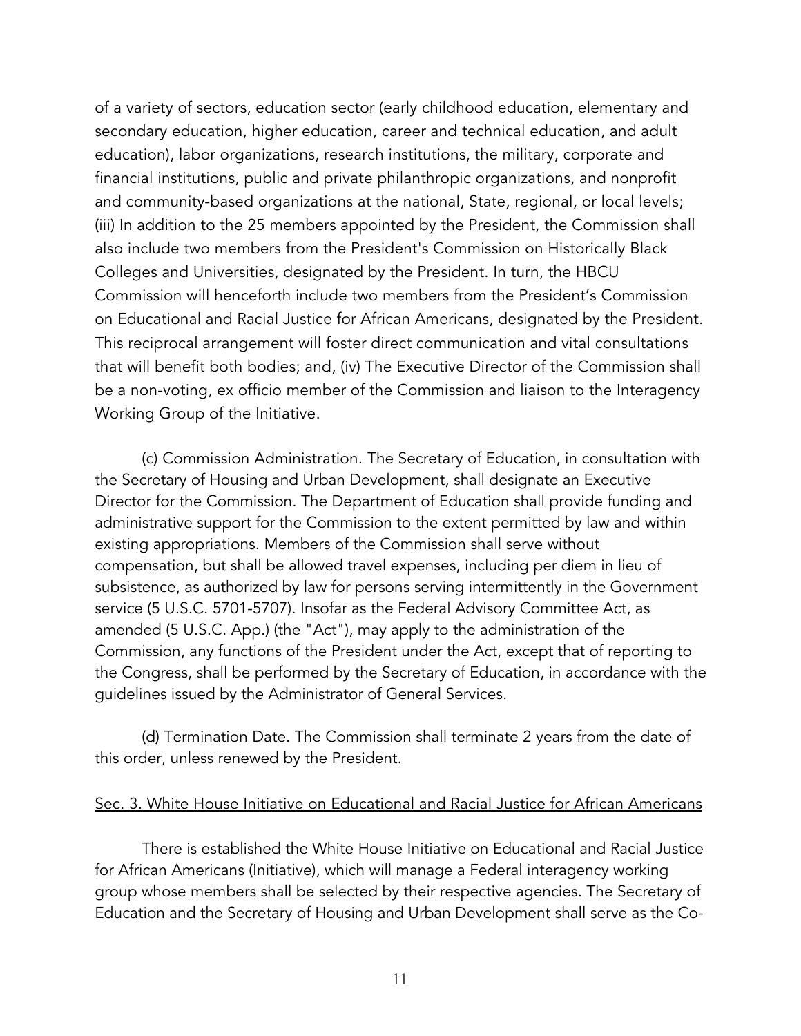of a variety of sectors, education sector (early childhood education, elementary and secondary education, higher education, career and technical education, and adult education), labor organizations, research institutions, the military, corporate and financial institutions, public and private philanthropic organizations, and nonprofit and community-based organizations at the national, State, regional, or local levels; (iii) In addition to the 25 members appointed by the President, the Commission shall also include two members from the President's Commission on Historically Black Colleges and Universities, designated by the President. In turn, the HBCU Commission will henceforth include two members from the President's Commission on Educational and Racial Justice for African Americans, designated by the President. This reciprocal arrangement will foster direct communication and vital consultations that will benefit both bodies; and, (iv) The Executive Director of the Commission shall be a non-voting, ex officio member of the Commission and liaison to the Interagency Working Group of the Initiative.

(c) Commission Administration. The Secretary of Education, in consultation with the Secretary of Housing and Urban Development, shall designate an Executive Director for the Commission. The Department of Education shall provide funding and administrative support for the Commission to the extent permitted by law and within existing appropriations. Members of the Commission shall serve without compensation, but shall be allowed travel expenses, including per diem in lieu of subsistence, as authorized by law for persons serving intermittently in the Government service (5 U.S.C. 5701-5707). Insofar as the Federal Advisory Committee Act, as amended (5 U.S.C. App.) (the "Act"), may apply to the administration of the Commission, any functions of the President under the Act, except that of reporting to the Congress, shall be performed by the Secretary of Education, in accordance with the guidelines issued by the Administrator of General Services.

(d) Termination Date. The Commission shall terminate 2 years from the date of this order, unless renewed by the President.

## Sec. 3. White House Initiative on Educational and Racial Justice for African Americans

There is established the White House Initiative on Educational and Racial Justice for African Americans (Initiative), which will manage a Federal interagency working group whose members shall be selected by their respective agencies. The Secretary of Education and the Secretary of Housing and Urban Development shall serve as the Co-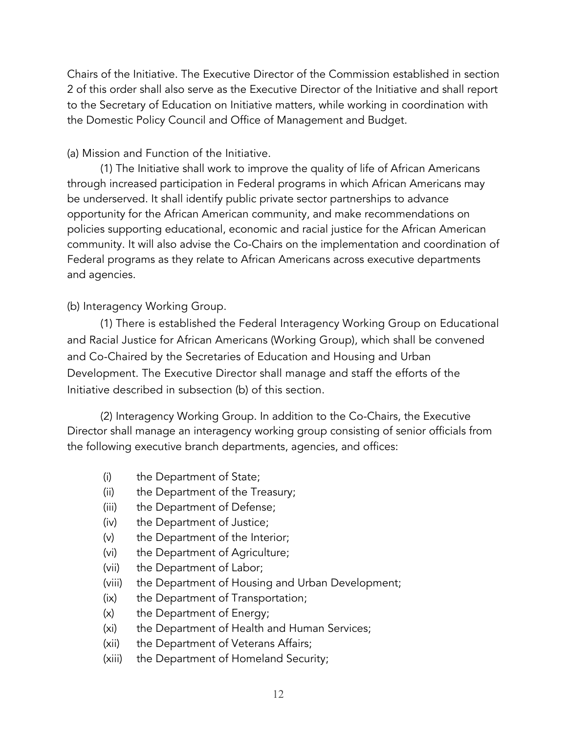Chairs of the Initiative. The Executive Director of the Commission established in section 2 of this order shall also serve as the Executive Director of the Initiative and shall report to the Secretary of Education on Initiative matters, while working in coordination with the Domestic Policy Council and Office of Management and Budget.

(a) Mission and Function of the Initiative.

(1) The Initiative shall work to improve the quality of life of African Americans through increased participation in Federal programs in which African Americans may be underserved. It shall identify public private sector partnerships to advance opportunity for the African American community, and make recommendations on policies supporting educational, economic and racial justice for the African American community. It will also advise the Co-Chairs on the implementation and coordination of Federal programs as they relate to African Americans across executive departments and agencies.

(b) Interagency Working Group.

(1) There is established the Federal Interagency Working Group on Educational and Racial Justice for African Americans (Working Group), which shall be convened and Co-Chaired by the Secretaries of Education and Housing and Urban Development. The Executive Director shall manage and staff the efforts of the Initiative described in subsection (b) of this section.

(2) Interagency Working Group. In addition to the Co-Chairs, the Executive Director shall manage an interagency working group consisting of senior officials from the following executive branch departments, agencies, and offices:

(i) the Department of State;
(ii) the Department of the Treasury;
(iii) the Department of Defense;
(iv) the Department of Justice;
(v) the Department of the Interior;
(vi) the Department of Agriculture;
(vii) the Department of Labor;
(viii) the Department of Housing and Urban Development;
(ix) the Department of Transportation;
(x) the Department of Energy;
(xi) the Department of Health and Human Services;
(xii) the Department of Veterans Affairs;
(xiii) the Department of Homeland Security;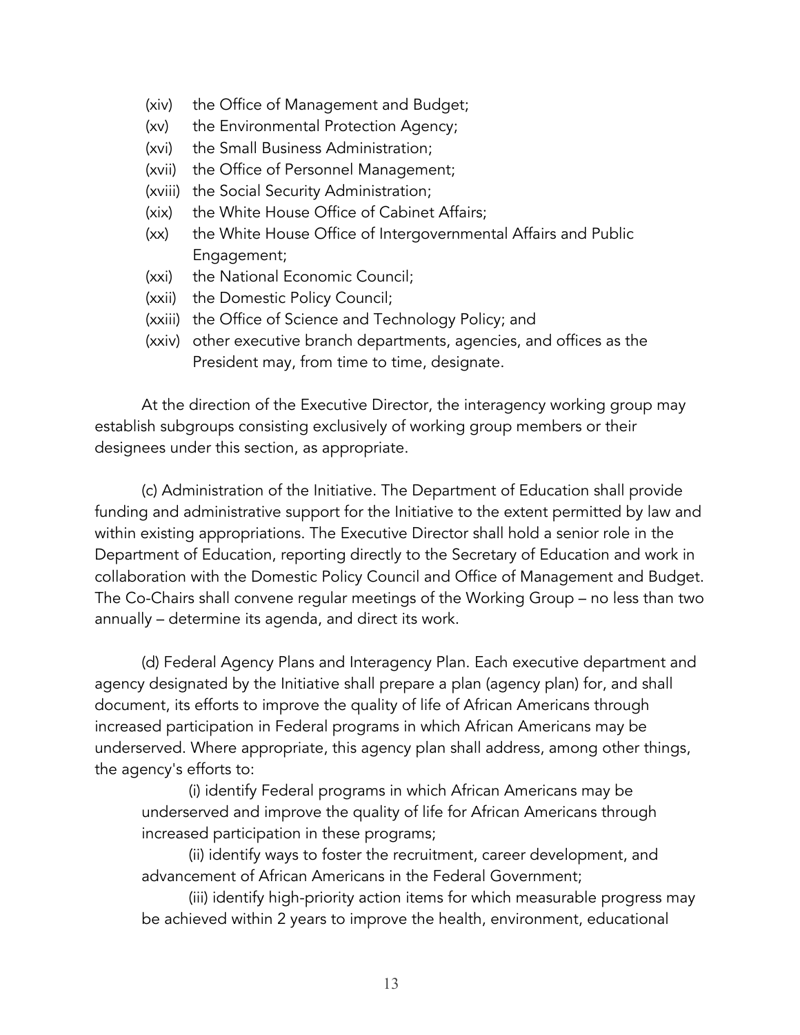(xiv) the Office of Management and Budget;
(xv) the Environmental Protection Agency;
(xvi) the Small Business Administration;
(xvii) the Office of Personnel Management;
(xviii) the Social Security Administration;
(xix) the White House Office of Cabinet Affairs;
(xx) the White House Office of Intergovernmental Affairs and Public Engagement;
(xxi) the National Economic Council;
(xxii) the Domestic Policy Council;
(xxiii) the Office of Science and Technology Policy; and
(xxiv) other executive branch departments, agencies, and offices as the President may, from time to time, designate.

At the direction of the Executive Director, the interagency working group may establish subgroups consisting exclusively of working group members or their designees under this section, as appropriate.

(c) Administration of the Initiative. The Department of Education shall provide funding and administrative support for the Initiative to the extent permitted by law and within existing appropriations. The Executive Director shall hold a senior role in the Department of Education, reporting directly to the Secretary of Education and work in collaboration with the Domestic Policy Council and Office of Management and Budget. The Co-Chairs shall convene regular meetings of the Working Group – no less than two annually – determine its agenda, and direct its work.

(d) Federal Agency Plans and Interagency Plan. Each executive department and agency designated by the Initiative shall prepare a plan (agency plan) for, and shall document, its efforts to improve the quality of life of African Americans through increased participation in Federal programs in which African Americans may be underserved. Where appropriate, this agency plan shall address, among other things, the agency's efforts to:

(i) identify Federal programs in which African Americans may be underserved and improve the quality of life for African Americans through increased participation in these programs;

(ii) identify ways to foster the recruitment, career development, and advancement of African Americans in the Federal Government;

(iii) identify high-priority action items for which measurable progress may be achieved within 2 years to improve the health, environment, educational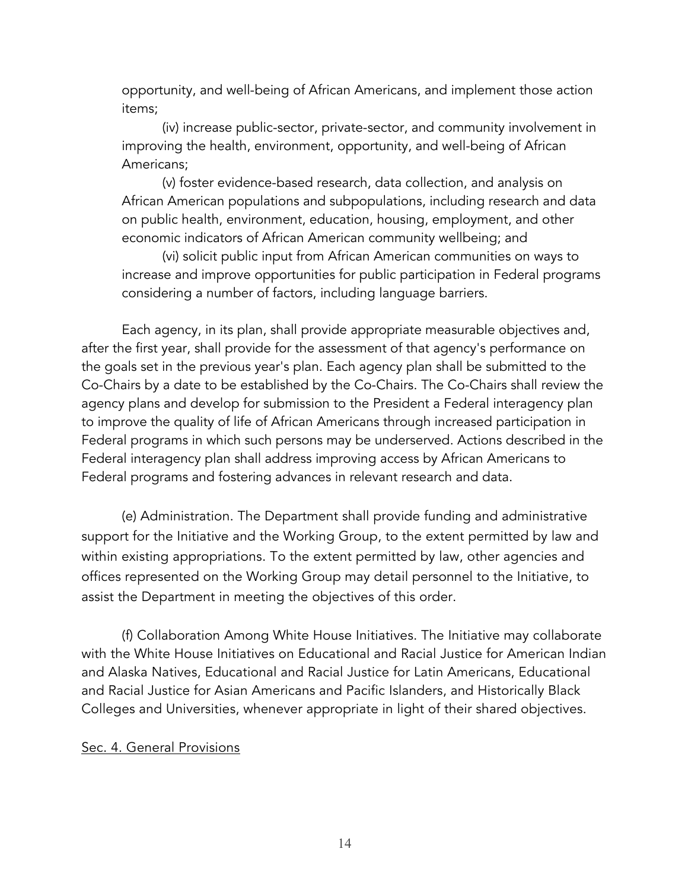opportunity, and well-being of African Americans, and implement those action items;

(iv) increase public-sector, private-sector, and community involvement in improving the health, environment, opportunity, and well-being of African Americans;

(v) foster evidence-based research, data collection, and analysis on African American populations and subpopulations, including research and data on public health, environment, education, housing, employment, and other economic indicators of African American community wellbeing; and

(vi) solicit public input from African American communities on ways to increase and improve opportunities for public participation in Federal programs considering a number of factors, including language barriers.

Each agency, in its plan, shall provide appropriate measurable objectives and, after the first year, shall provide for the assessment of that agency's performance on the goals set in the previous year's plan. Each agency plan shall be submitted to the Co-Chairs by a date to be established by the Co-Chairs. The Co-Chairs shall review the agency plans and develop for submission to the President a Federal interagency plan to improve the quality of life of African Americans through increased participation in Federal programs in which such persons may be underserved. Actions described in the Federal interagency plan shall address improving access by African Americans to Federal programs and fostering advances in relevant research and data.

(e) Administration. The Department shall provide funding and administrative support for the Initiative and the Working Group, to the extent permitted by law and within existing appropriations. To the extent permitted by law, other agencies and offices represented on the Working Group may detail personnel to the Initiative, to assist the Department in meeting the objectives of this order.

(f) Collaboration Among White House Initiatives. The Initiative may collaborate with the White House Initiatives on Educational and Racial Justice for American Indian and Alaska Natives, Educational and Racial Justice for Latin Americans, Educational and Racial Justice for Asian Americans and Pacific Islanders, and Historically Black Colleges and Universities, whenever appropriate in light of their shared objectives.

Sec. 4. General Provisions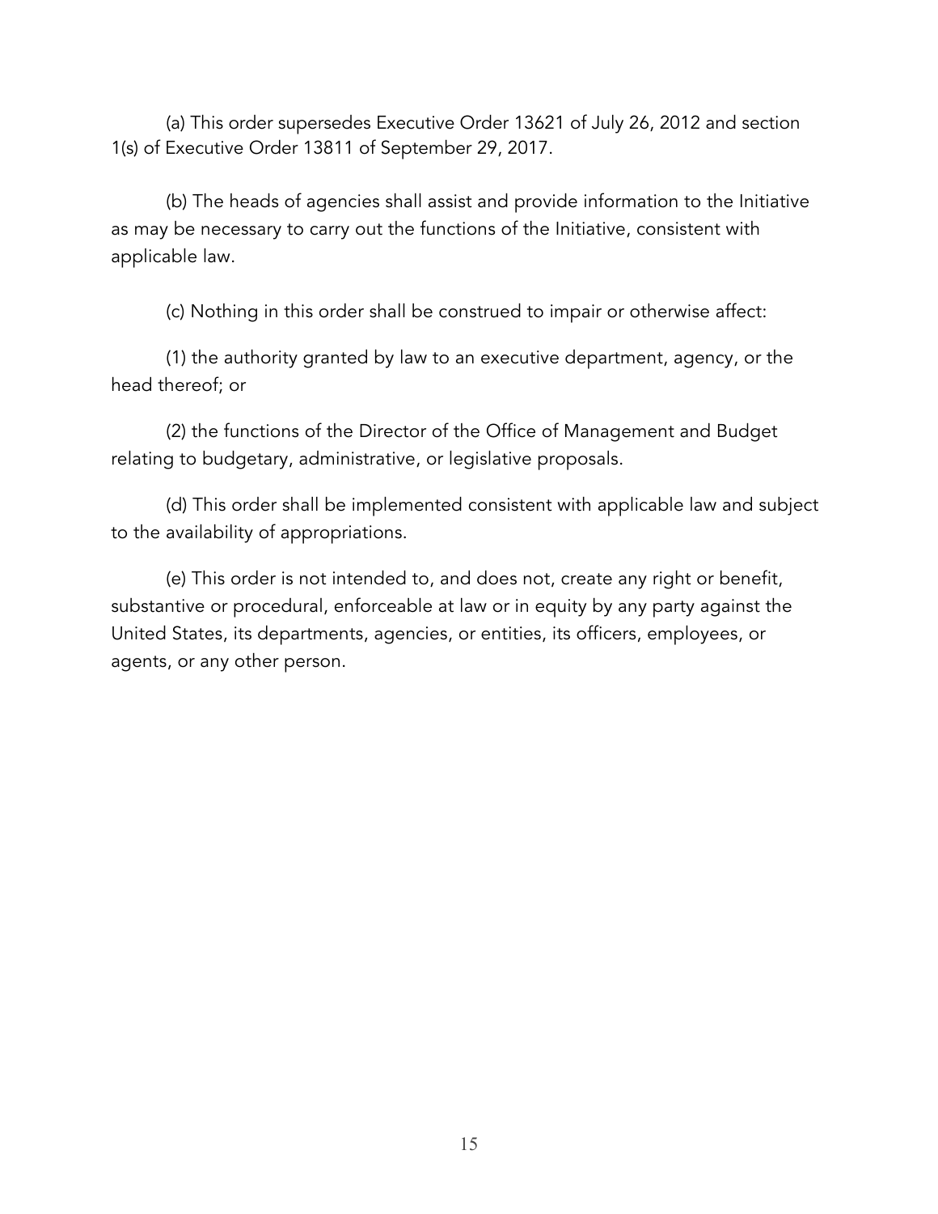(a) This order supersedes Executive Order 13621 of July 26, 2012 and section 1(s) of Executive Order 13811 of September 29, 2017.

(b) The heads of agencies shall assist and provide information to the Initiative as may be necessary to carry out the functions of the Initiative, consistent with applicable law.

(c) Nothing in this order shall be construed to impair or otherwise affect:

(1) the authority granted by law to an executive department, agency, or the head thereof; or

(2) the functions of the Director of the Office of Management and Budget relating to budgetary, administrative, or legislative proposals.

(d) This order shall be implemented consistent with applicable law and subject to the availability of appropriations.

(e) This order is not intended to, and does not, create any right or benefit, substantive or procedural, enforceable at law or in equity by any party against the United States, its departments, agencies, or entities, its officers, employees, or agents, or any other person.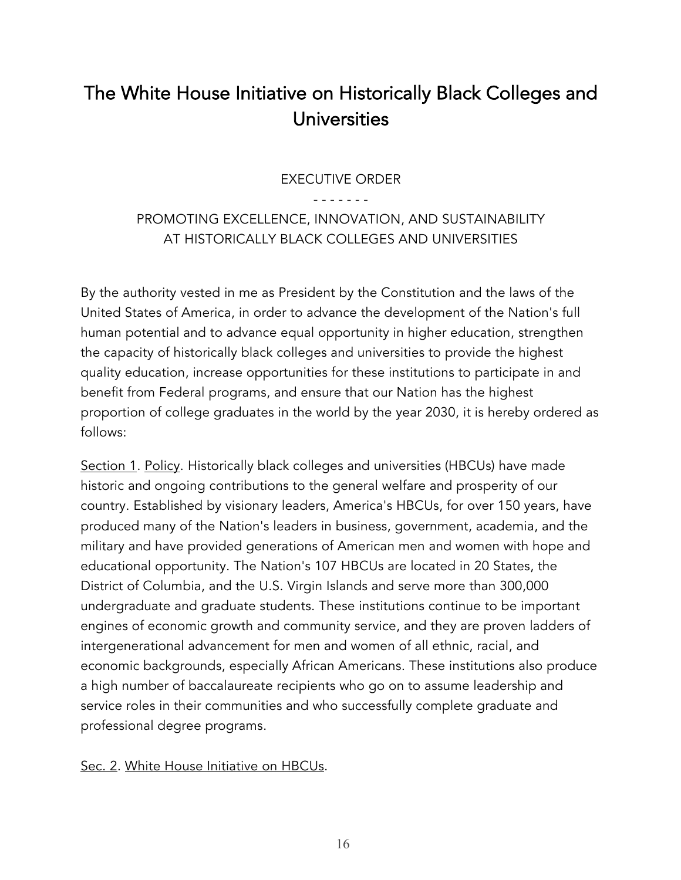# The White House Initiative on Historically Black Colleges and Universities

EXECUTIVE ORDER

\- - - - - - -

PROMOTING EXCELLENCE, INNOVATION, AND SUSTAINABILITY AT HISTORICALLY BLACK COLLEGES AND UNIVERSITIES

By the authority vested in me as President by the Constitution and the laws of the United States of America, in order to advance the development of the Nation's full human potential and to advance equal opportunity in higher education, strengthen the capacity of historically black colleges and universities to provide the highest quality education, increase opportunities for these institutions to participate in and benefit from Federal programs, and ensure that our Nation has the highest proportion of college graduates in the world by the year 2030, it is hereby ordered as follows:

<u>Section 1</u>. <u>Policy</u>. Historically black colleges and universities (HBCUs) have made historic and ongoing contributions to the general welfare and prosperity of our country. Established by visionary leaders, America's HBCUs, for over 150 years, have produced many of the Nation's leaders in business, government, academia, and the military and have provided generations of American men and women with hope and educational opportunity. The Nation's 107 HBCUs are located in 20 States, the District of Columbia, and the U.S. Virgin Islands and serve more than 300,000 undergraduate and graduate students. These institutions continue to be important engines of economic growth and community service, and they are proven ladders of intergenerational advancement for men and women of all ethnic, racial, and economic backgrounds, especially African Americans. These institutions also produce a high number of baccalaureate recipients who go on to assume leadership and service roles in their communities and who successfully complete graduate and professional degree programs.

<u>Sec. 2</u>. <u>White House Initiative on HBCUs</u>.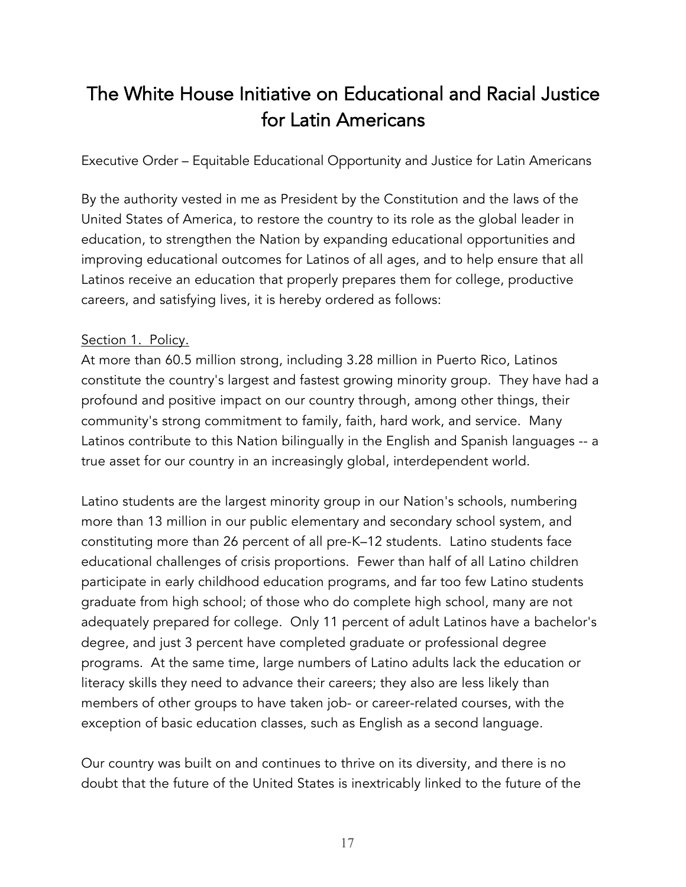# The White House Initiative on Educational and Racial Justice for Latin Americans

Executive Order – Equitable Educational Opportunity and Justice for Latin Americans

By the authority vested in me as President by the Constitution and the laws of the United States of America, to restore the country to its role as the global leader in education, to strengthen the Nation by expanding educational opportunities and improving educational outcomes for Latinos of all ages, and to help ensure that all Latinos receive an education that properly prepares them for college, productive careers, and satisfying lives, it is hereby ordered as follows:

<u>Section 1. Policy.</u>

At more than 60.5 million strong, including 3.28 million in Puerto Rico, Latinos constitute the country's largest and fastest growing minority group. They have had a profound and positive impact on our country through, among other things, their community's strong commitment to family, faith, hard work, and service. Many Latinos contribute to this Nation bilingually in the English and Spanish languages -- a true asset for our country in an increasingly global, interdependent world.

Latino students are the largest minority group in our Nation's schools, numbering more than 13 million in our public elementary and secondary school system, and constituting more than 26 percent of all pre-K–12 students. Latino students face educational challenges of crisis proportions. Fewer than half of all Latino children participate in early childhood education programs, and far too few Latino students graduate from high school; of those who do complete high school, many are not adequately prepared for college. Only 11 percent of adult Latinos have a bachelor's degree, and just 3 percent have completed graduate or professional degree programs. At the same time, large numbers of Latino adults lack the education or literacy skills they need to advance their careers; they also are less likely than members of other groups to have taken job- or career-related courses, with the exception of basic education classes, such as English as a second language.

Our country was built on and continues to thrive on its diversity, and there is no doubt that the future of the United States is inextricably linked to the future of the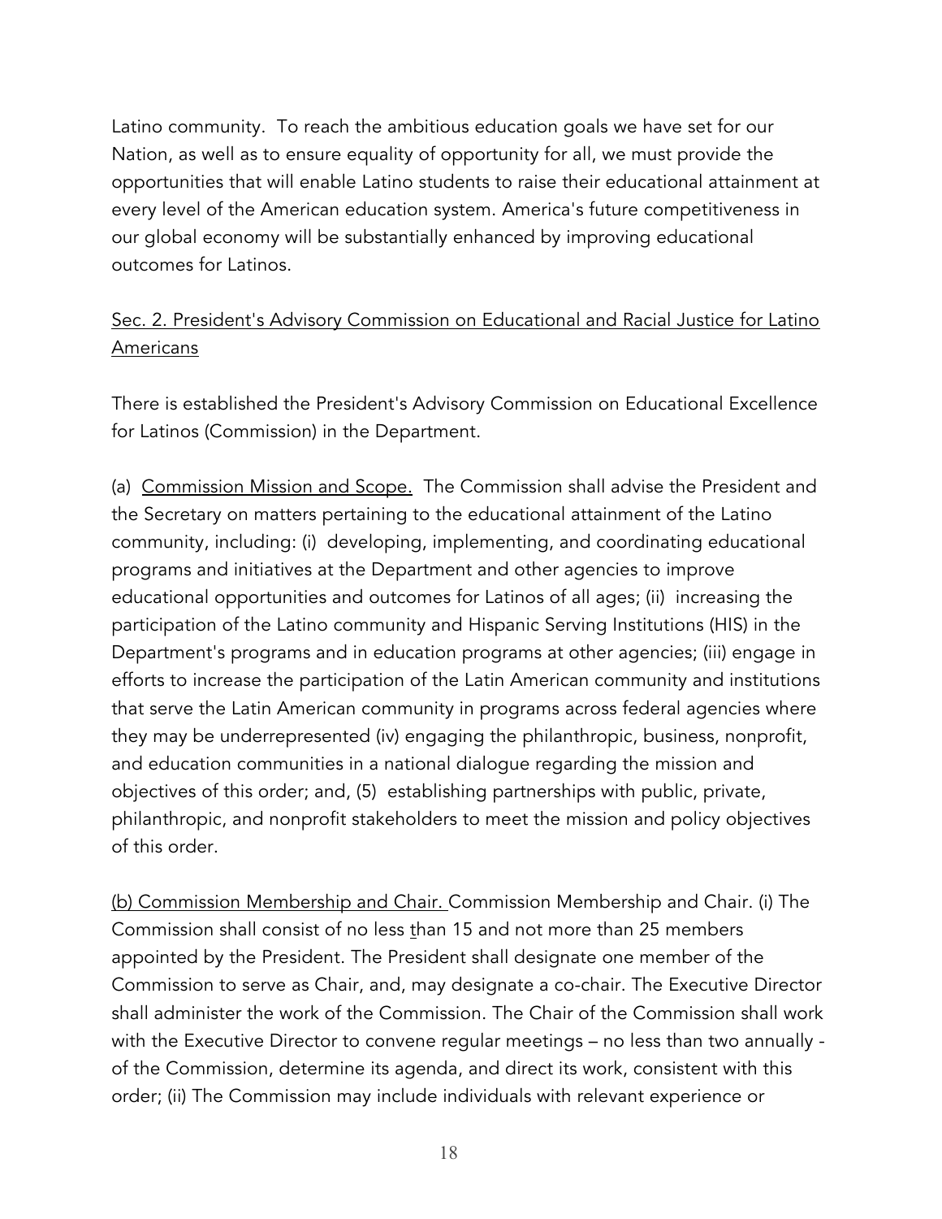Latino community. To reach the ambitious education goals we have set for our Nation, as well as to ensure equality of opportunity for all, we must provide the opportunities that will enable Latino students to raise their educational attainment at every level of the American education system. America's future competitiveness in our global economy will be substantially enhanced by improving educational outcomes for Latinos.

Sec. 2. President's Advisory Commission on Educational and Racial Justice for Latino Americans

There is established the President's Advisory Commission on Educational Excellence for Latinos (Commission) in the Department.

(a) Commission Mission and Scope. The Commission shall advise the President and the Secretary on matters pertaining to the educational attainment of the Latino community, including: (i) developing, implementing, and coordinating educational programs and initiatives at the Department and other agencies to improve educational opportunities and outcomes for Latinos of all ages; (ii) increasing the participation of the Latino community and Hispanic Serving Institutions (HIS) in the Department's programs and in education programs at other agencies; (iii) engage in efforts to increase the participation of the Latin American community and institutions that serve the Latin American community in programs across federal agencies where they may be underrepresented (iv) engaging the philanthropic, business, nonprofit, and education communities in a national dialogue regarding the mission and objectives of this order; and, (5) establishing partnerships with public, private, philanthropic, and nonprofit stakeholders to meet the mission and policy objectives of this order.

(b) Commission Membership and Chair. Commission Membership and Chair. (i) The Commission shall consist of no less than 15 and not more than 25 members appointed by the President. The President shall designate one member of the Commission to serve as Chair, and, may designate a co-chair. The Executive Director shall administer the work of the Commission. The Chair of the Commission shall work with the Executive Director to convene regular meetings – no less than two annually - of the Commission, determine its agenda, and direct its work, consistent with this order; (ii) The Commission may include individuals with relevant experience or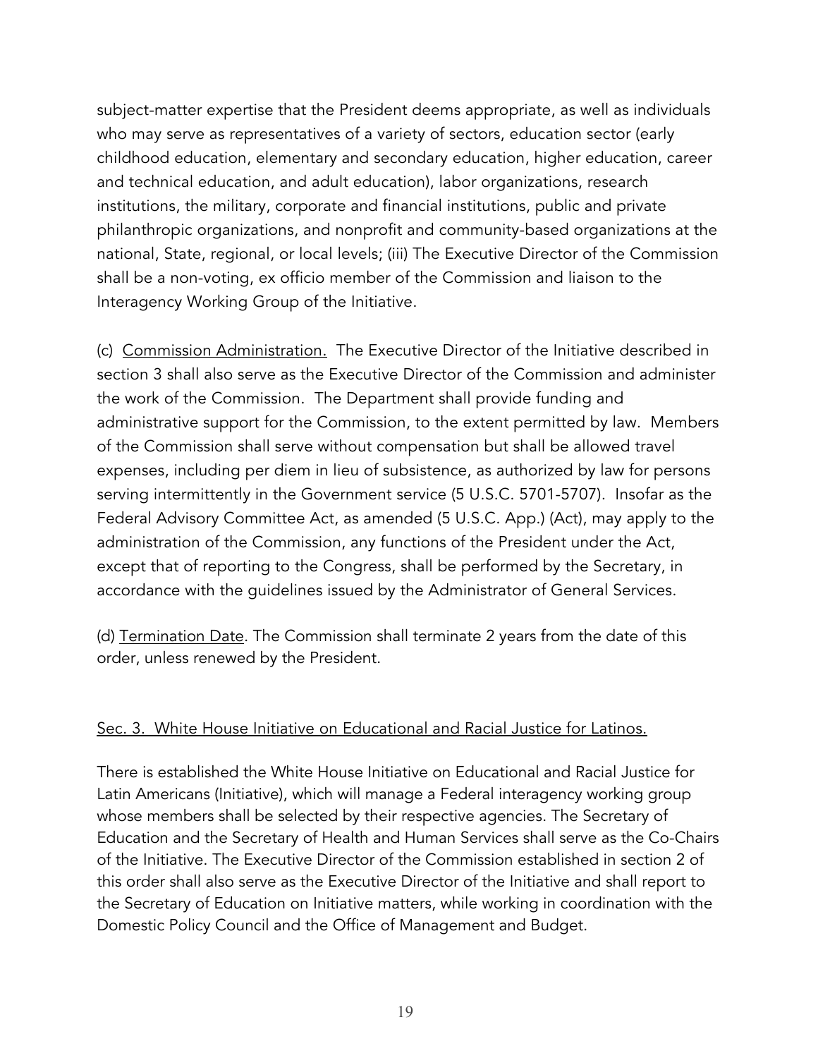subject-matter expertise that the President deems appropriate, as well as individuals who may serve as representatives of a variety of sectors, education sector (early childhood education, elementary and secondary education, higher education, career and technical education, and adult education), labor organizations, research institutions, the military, corporate and financial institutions, public and private philanthropic organizations, and nonprofit and community-based organizations at the national, State, regional, or local levels; (iii) The Executive Director of the Commission shall be a non-voting, ex officio member of the Commission and liaison to the Interagency Working Group of the Initiative.

(c) <u>Commission Administration.</u> The Executive Director of the Initiative described in section 3 shall also serve as the Executive Director of the Commission and administer the work of the Commission. The Department shall provide funding and administrative support for the Commission, to the extent permitted by law. Members of the Commission shall serve without compensation but shall be allowed travel expenses, including per diem in lieu of subsistence, as authorized by law for persons serving intermittently in the Government service (5 U.S.C. 5701-5707). Insofar as the Federal Advisory Committee Act, as amended (5 U.S.C. App.) (Act), may apply to the administration of the Commission, any functions of the President under the Act, except that of reporting to the Congress, shall be performed by the Secretary, in accordance with the guidelines issued by the Administrator of General Services.

(d) <u>Termination Date</u>. The Commission shall terminate 2 years from the date of this order, unless renewed by the President.

<u>Sec. 3. White House Initiative on Educational and Racial Justice for Latinos.</u>

There is established the White House Initiative on Educational and Racial Justice for Latin Americans (Initiative), which will manage a Federal interagency working group whose members shall be selected by their respective agencies. The Secretary of Education and the Secretary of Health and Human Services shall serve as the Co-Chairs of the Initiative. The Executive Director of the Commission established in section 2 of this order shall also serve as the Executive Director of the Initiative and shall report to the Secretary of Education on Initiative matters, while working in coordination with the Domestic Policy Council and the Office of Management and Budget.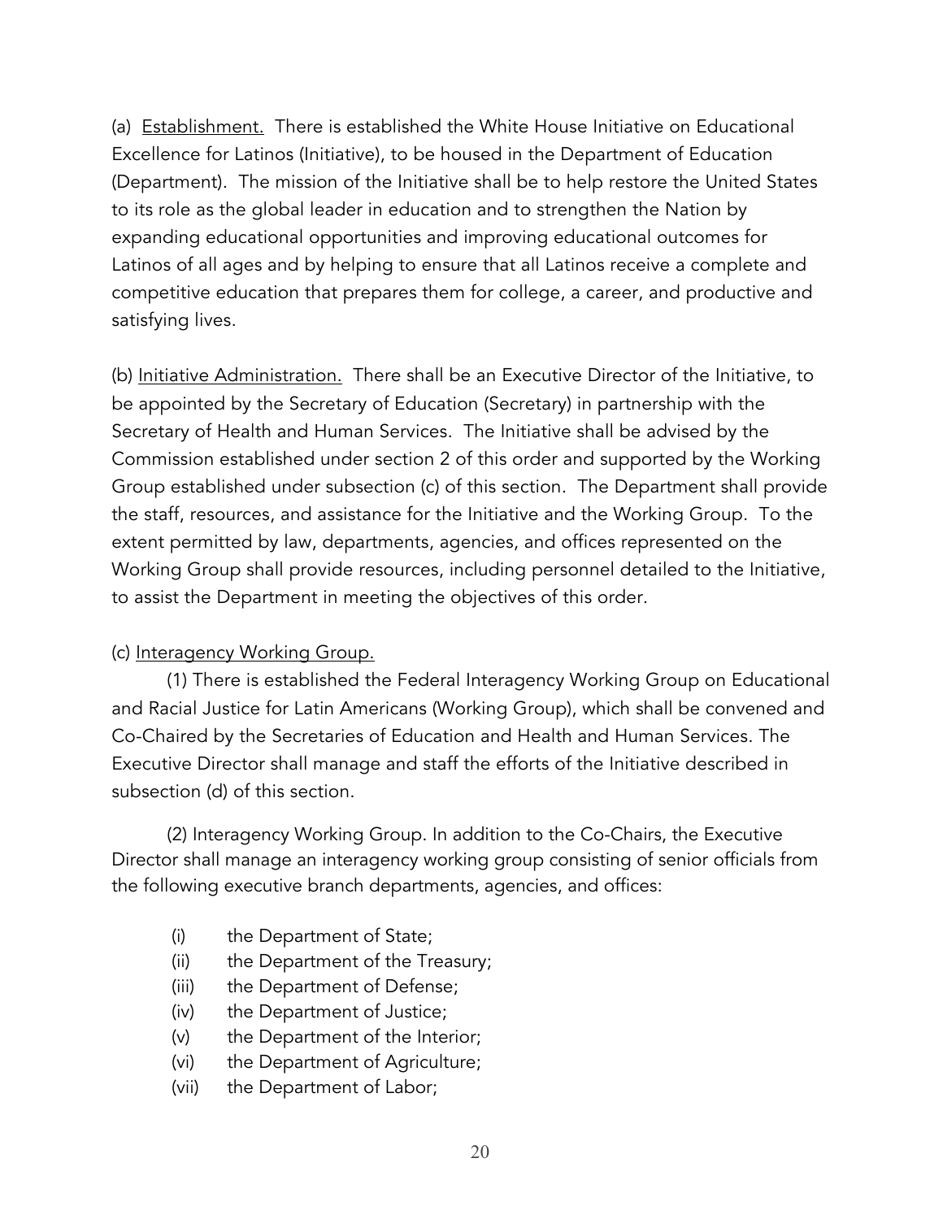(a) Establishment. There is established the White House Initiative on Educational Excellence for Latinos (Initiative), to be housed in the Department of Education (Department). The mission of the Initiative shall be to help restore the United States to its role as the global leader in education and to strengthen the Nation by expanding educational opportunities and improving educational outcomes for Latinos of all ages and by helping to ensure that all Latinos receive a complete and competitive education that prepares them for college, a career, and productive and satisfying lives.

(b) Initiative Administration. There shall be an Executive Director of the Initiative, to be appointed by the Secretary of Education (Secretary) in partnership with the Secretary of Health and Human Services. The Initiative shall be advised by the Commission established under section 2 of this order and supported by the Working Group established under subsection (c) of this section. The Department shall provide the staff, resources, and assistance for the Initiative and the Working Group. To the extent permitted by law, departments, agencies, and offices represented on the Working Group shall provide resources, including personnel detailed to the Initiative, to assist the Department in meeting the objectives of this order.

(c) Interagency Working Group.

(1) There is established the Federal Interagency Working Group on Educational and Racial Justice for Latin Americans (Working Group), which shall be convened and Co-Chaired by the Secretaries of Education and Health and Human Services. The Executive Director shall manage and staff the efforts of the Initiative described in subsection (d) of this section.

(2) Interagency Working Group. In addition to the Co-Chairs, the Executive Director shall manage an interagency working group consisting of senior officials from the following executive branch departments, agencies, and offices:

- (i) the Department of State;
- (ii) the Department of the Treasury;
- (iii) the Department of Defense;
- (iv) the Department of Justice;
- (v) the Department of the Interior;
- (vi) the Department of Agriculture;
- (vii) the Department of Labor;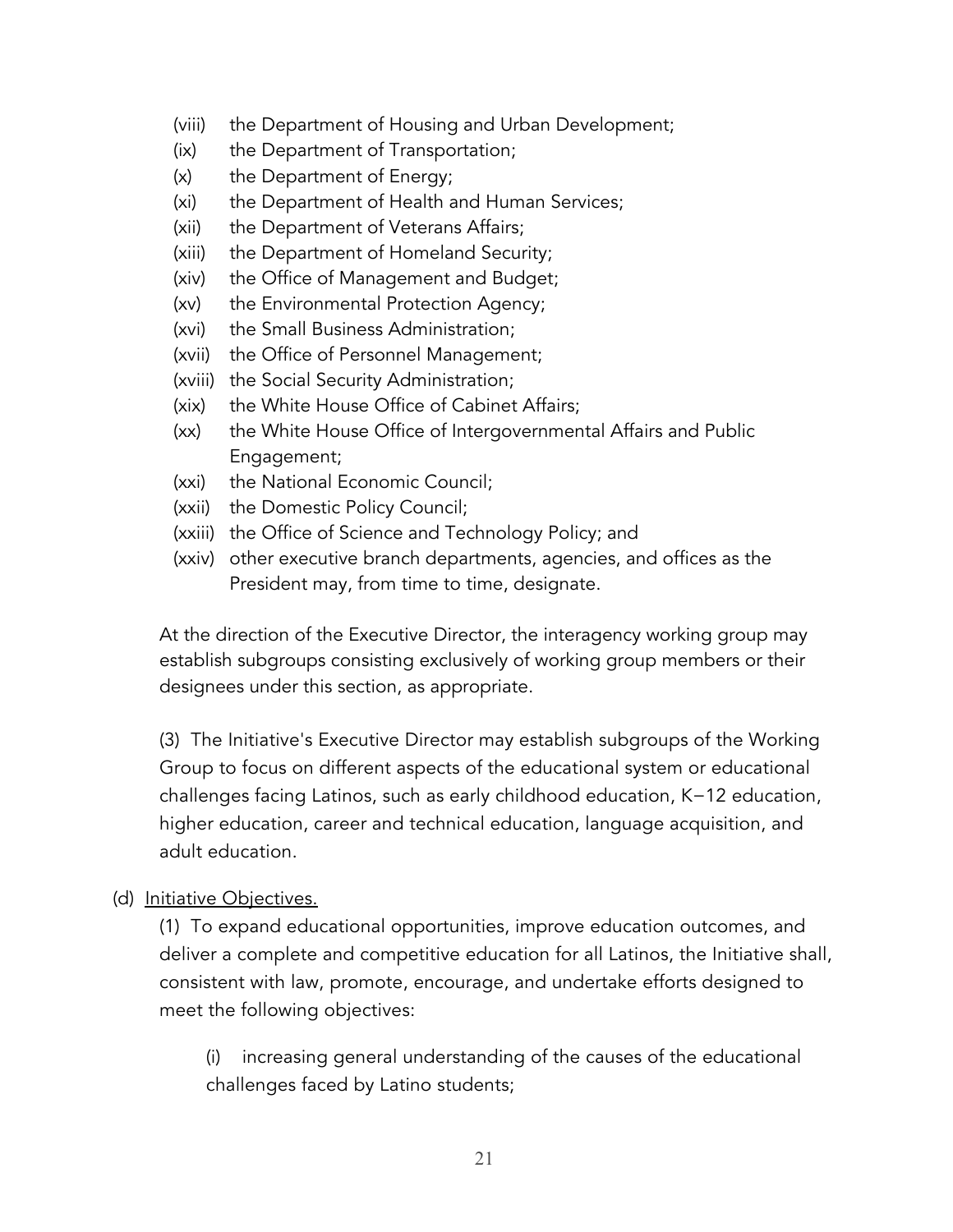(viii) the Department of Housing and Urban Development;
(ix) the Department of Transportation;
(x) the Department of Energy;
(xi) the Department of Health and Human Services;
(xii) the Department of Veterans Affairs;
(xiii) the Department of Homeland Security;
(xiv) the Office of Management and Budget;
(xv) the Environmental Protection Agency;
(xvi) the Small Business Administration;
(xvii) the Office of Personnel Management;
(xviii) the Social Security Administration;
(xix) the White House Office of Cabinet Affairs;
(xx) the White House Office of Intergovernmental Affairs and Public Engagement;
(xxi) the National Economic Council;
(xxii) the Domestic Policy Council;
(xxiii) the Office of Science and Technology Policy; and
(xxiv) other executive branch departments, agencies, and offices as the President may, from time to time, designate.

At the direction of the Executive Director, the interagency working group may establish subgroups consisting exclusively of working group members or their designees under this section, as appropriate.

(3) The Initiative's Executive Director may establish subgroups of the Working Group to focus on different aspects of the educational system or educational challenges facing Latinos, such as early childhood education, K–12 education, higher education, career and technical education, language acquisition, and adult education.

(d) Initiative Objectives.

(1) To expand educational opportunities, improve education outcomes, and deliver a complete and competitive education for all Latinos, the Initiative shall, consistent with law, promote, encourage, and undertake efforts designed to meet the following objectives:

(i) increasing general understanding of the causes of the educational challenges faced by Latino students;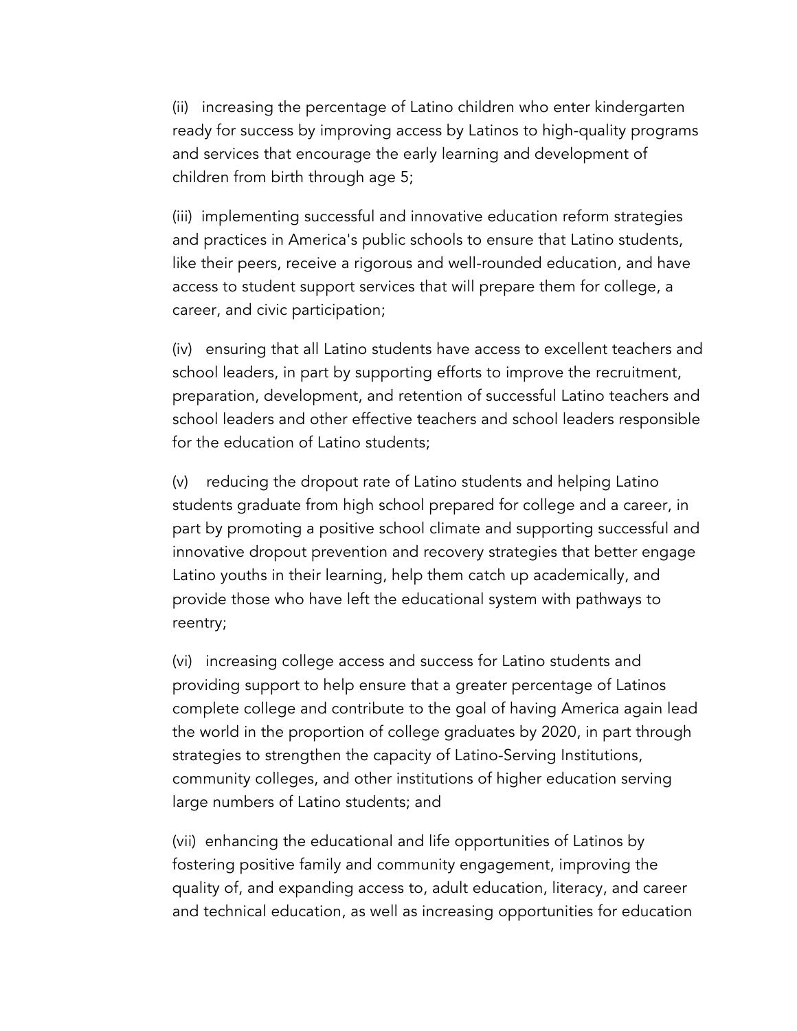(ii) increasing the percentage of Latino children who enter kindergarten ready for success by improving access by Latinos to high-quality programs and services that encourage the early learning and development of children from birth through age 5;

(iii) implementing successful and innovative education reform strategies and practices in America's public schools to ensure that Latino students, like their peers, receive a rigorous and well-rounded education, and have access to student support services that will prepare them for college, a career, and civic participation;

(iv) ensuring that all Latino students have access to excellent teachers and school leaders, in part by supporting efforts to improve the recruitment, preparation, development, and retention of successful Latino teachers and school leaders and other effective teachers and school leaders responsible for the education of Latino students;

(v) reducing the dropout rate of Latino students and helping Latino students graduate from high school prepared for college and a career, in part by promoting a positive school climate and supporting successful and innovative dropout prevention and recovery strategies that better engage Latino youths in their learning, help them catch up academically, and provide those who have left the educational system with pathways to reentry;

(vi) increasing college access and success for Latino students and providing support to help ensure that a greater percentage of Latinos complete college and contribute to the goal of having America again lead the world in the proportion of college graduates by 2020, in part through strategies to strengthen the capacity of Latino-Serving Institutions, community colleges, and other institutions of higher education serving large numbers of Latino students; and

(vii) enhancing the educational and life opportunities of Latinos by fostering positive family and community engagement, improving the quality of, and expanding access to, adult education, literacy, and career and technical education, as well as increasing opportunities for education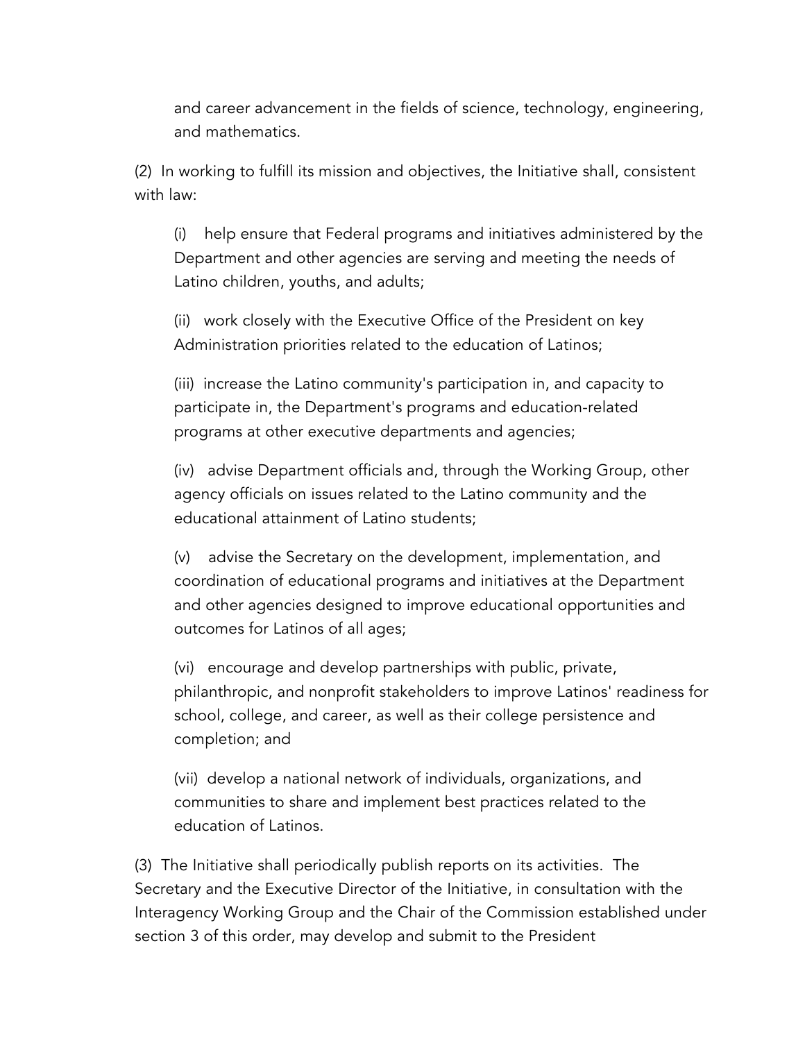and career advancement in the fields of science, technology, engineering, and mathematics.

(2) In working to fulfill its mission and objectives, the Initiative shall, consistent with law:

(i) help ensure that Federal programs and initiatives administered by the Department and other agencies are serving and meeting the needs of Latino children, youths, and adults;

(ii) work closely with the Executive Office of the President on key Administration priorities related to the education of Latinos;

(iii) increase the Latino community's participation in, and capacity to participate in, the Department's programs and education-related programs at other executive departments and agencies;

(iv) advise Department officials and, through the Working Group, other agency officials on issues related to the Latino community and the educational attainment of Latino students;

(v) advise the Secretary on the development, implementation, and coordination of educational programs and initiatives at the Department and other agencies designed to improve educational opportunities and outcomes for Latinos of all ages;

(vi) encourage and develop partnerships with public, private, philanthropic, and nonprofit stakeholders to improve Latinos' readiness for school, college, and career, as well as their college persistence and completion; and

(vii) develop a national network of individuals, organizations, and communities to share and implement best practices related to the education of Latinos.

(3) The Initiative shall periodically publish reports on its activities. The Secretary and the Executive Director of the Initiative, in consultation with the Interagency Working Group and the Chair of the Commission established under section 3 of this order, may develop and submit to the President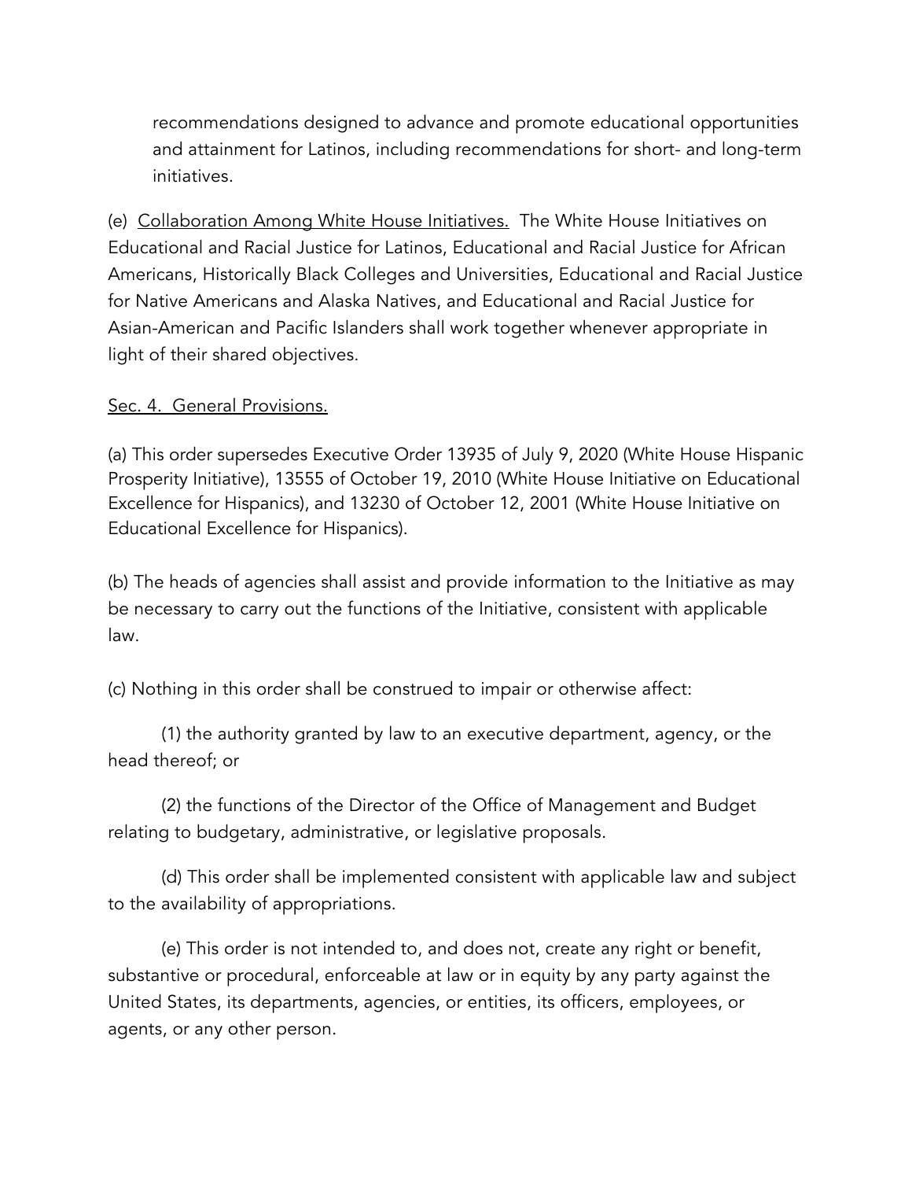recommendations designed to advance and promote educational opportunities and attainment for Latinos, including recommendations for short- and long-term initiatives.

(e) Collaboration Among White House Initiatives. The White House Initiatives on Educational and Racial Justice for Latinos, Educational and Racial Justice for African Americans, Historically Black Colleges and Universities, Educational and Racial Justice for Native Americans and Alaska Natives, and Educational and Racial Justice for Asian-American and Pacific Islanders shall work together whenever appropriate in light of their shared objectives.

Sec. 4. General Provisions.

(a) This order supersedes Executive Order 13935 of July 9, 2020 (White House Hispanic Prosperity Initiative), 13555 of October 19, 2010 (White House Initiative on Educational Excellence for Hispanics), and 13230 of October 12, 2001 (White House Initiative on Educational Excellence for Hispanics).

(b) The heads of agencies shall assist and provide information to the Initiative as may be necessary to carry out the functions of the Initiative, consistent with applicable law.

(c) Nothing in this order shall be construed to impair or otherwise affect:

(1) the authority granted by law to an executive department, agency, or the head thereof; or

(2) the functions of the Director of the Office of Management and Budget relating to budgetary, administrative, or legislative proposals.

(d) This order shall be implemented consistent with applicable law and subject to the availability of appropriations.

(e) This order is not intended to, and does not, create any right or benefit, substantive or procedural, enforceable at law or in equity by any party against the United States, its departments, agencies, or entities, its officers, employees, or agents, or any other person.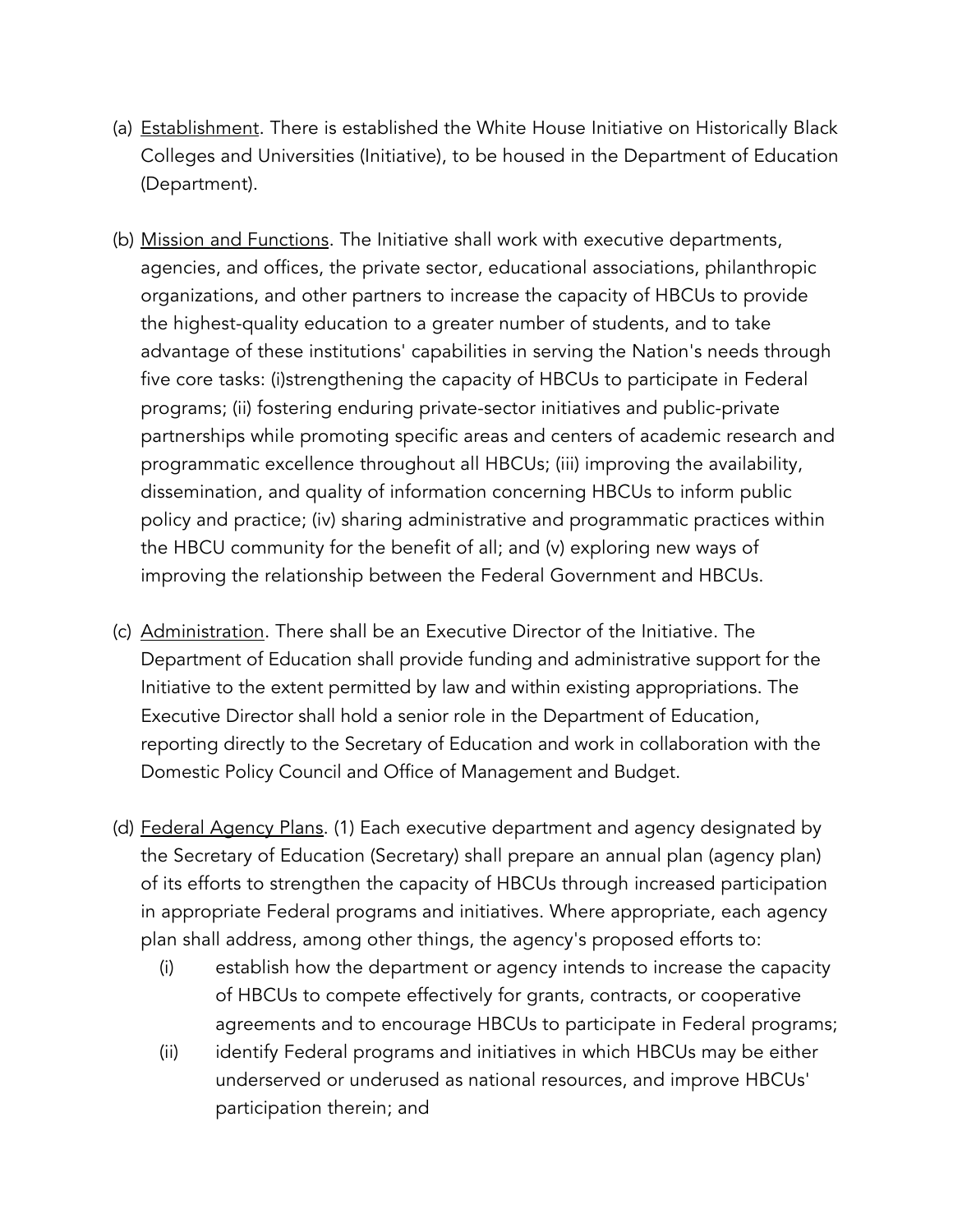(a) Establishment. There is established the White House Initiative on Historically Black Colleges and Universities (Initiative), to be housed in the Department of Education (Department).

(b) Mission and Functions. The Initiative shall work with executive departments, agencies, and offices, the private sector, educational associations, philanthropic organizations, and other partners to increase the capacity of HBCUs to provide the highest-quality education to a greater number of students, and to take advantage of these institutions' capabilities in serving the Nation's needs through five core tasks: (i)strengthening the capacity of HBCUs to participate in Federal programs; (ii) fostering enduring private-sector initiatives and public-private partnerships while promoting specific areas and centers of academic research and programmatic excellence throughout all HBCUs; (iii) improving the availability, dissemination, and quality of information concerning HBCUs to inform public policy and practice; (iv) sharing administrative and programmatic practices within the HBCU community for the benefit of all; and (v) exploring new ways of improving the relationship between the Federal Government and HBCUs.

(c) Administration. There shall be an Executive Director of the Initiative. The Department of Education shall provide funding and administrative support for the Initiative to the extent permitted by law and within existing appropriations. The Executive Director shall hold a senior role in the Department of Education, reporting directly to the Secretary of Education and work in collaboration with the Domestic Policy Council and Office of Management and Budget.

(d) Federal Agency Plans. (1) Each executive department and agency designated by the Secretary of Education (Secretary) shall prepare an annual plan (agency plan) of its efforts to strengthen the capacity of HBCUs through increased participation in appropriate Federal programs and initiatives. Where appropriate, each agency plan shall address, among other things, the agency's proposed efforts to:

   (i) establish how the department or agency intends to increase the capacity of HBCUs to compete effectively for grants, contracts, or cooperative agreements and to encourage HBCUs to participate in Federal programs;

   (ii) identify Federal programs and initiatives in which HBCUs may be either underserved or underused as national resources, and improve HBCUs' participation therein; and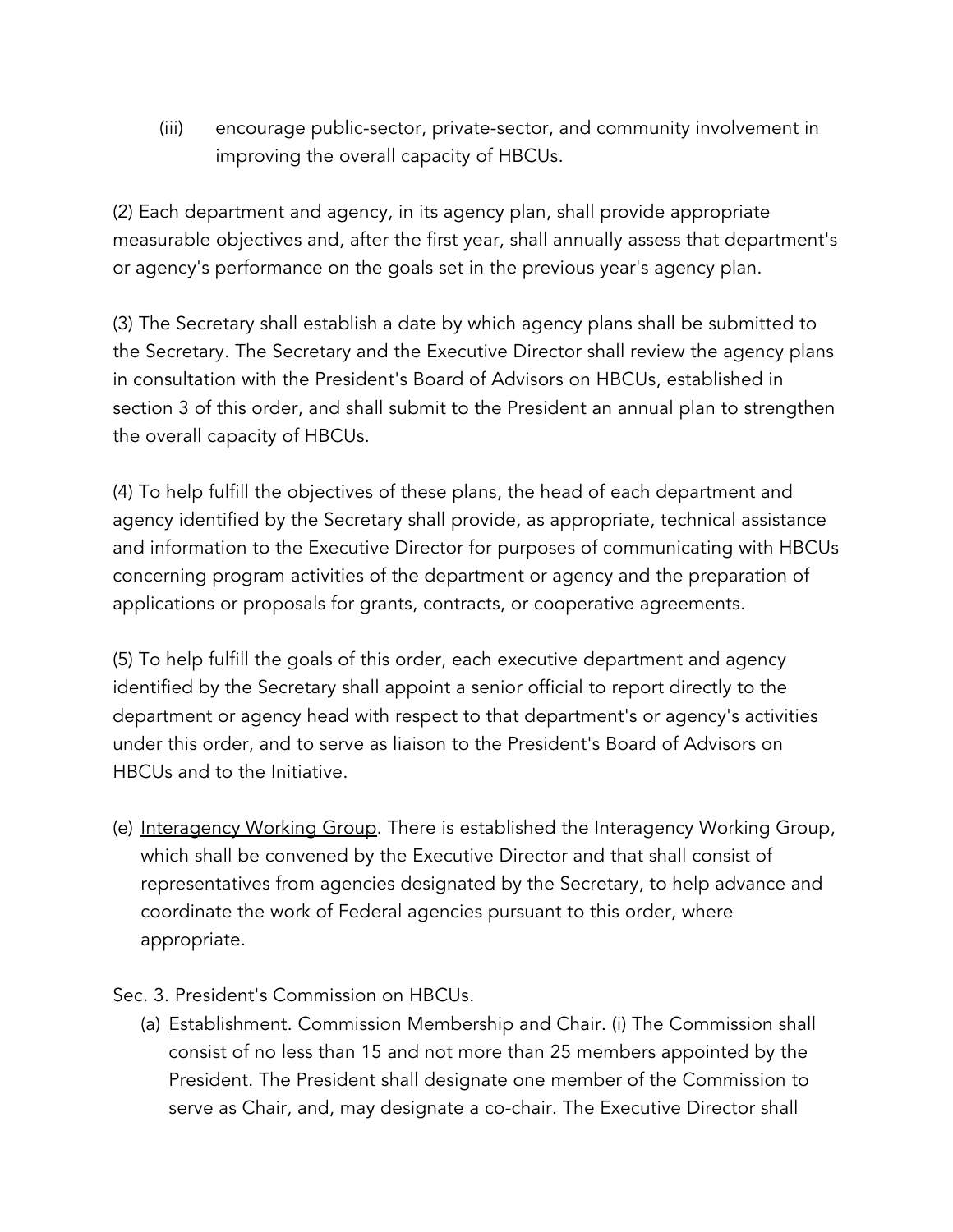(iii) encourage public-sector, private-sector, and community involvement in improving the overall capacity of HBCUs.

(2) Each department and agency, in its agency plan, shall provide appropriate measurable objectives and, after the first year, shall annually assess that department's or agency's performance on the goals set in the previous year's agency plan.

(3) The Secretary shall establish a date by which agency plans shall be submitted to the Secretary. The Secretary and the Executive Director shall review the agency plans in consultation with the President's Board of Advisors on HBCUs, established in section 3 of this order, and shall submit to the President an annual plan to strengthen the overall capacity of HBCUs.

(4) To help fulfill the objectives of these plans, the head of each department and agency identified by the Secretary shall provide, as appropriate, technical assistance and information to the Executive Director for purposes of communicating with HBCUs concerning program activities of the department or agency and the preparation of applications or proposals for grants, contracts, or cooperative agreements.

(5) To help fulfill the goals of this order, each executive department and agency identified by the Secretary shall appoint a senior official to report directly to the department or agency head with respect to that department's or agency's activities under this order, and to serve as liaison to the President's Board of Advisors on HBCUs and to the Initiative.

(e) Interagency Working Group. There is established the Interagency Working Group, which shall be convened by the Executive Director and that shall consist of representatives from agencies designated by the Secretary, to help advance and coordinate the work of Federal agencies pursuant to this order, where appropriate.

Sec. 3. President's Commission on HBCUs.

(a) Establishment. Commission Membership and Chair. (i) The Commission shall consist of no less than 15 and not more than 25 members appointed by the President. The President shall designate one member of the Commission to serve as Chair, and, may designate a co-chair. The Executive Director shall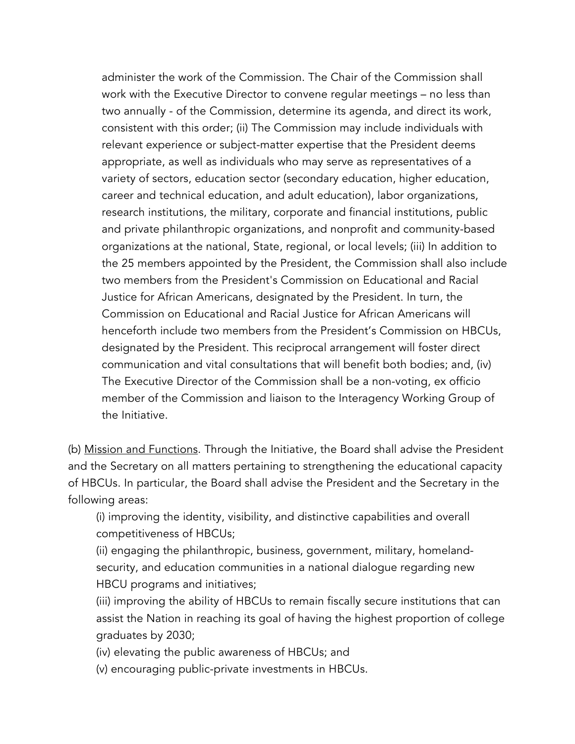administer the work of the Commission. The Chair of the Commission shall work with the Executive Director to convene regular meetings – no less than two annually - of the Commission, determine its agenda, and direct its work, consistent with this order; (ii) The Commission may include individuals with relevant experience or subject-matter expertise that the President deems appropriate, as well as individuals who may serve as representatives of a variety of sectors, education sector (secondary education, higher education, career and technical education, and adult education), labor organizations, research institutions, the military, corporate and financial institutions, public and private philanthropic organizations, and nonprofit and community-based organizations at the national, State, regional, or local levels; (iii) In addition to the 25 members appointed by the President, the Commission shall also include two members from the President's Commission on Educational and Racial Justice for African Americans, designated by the President. In turn, the Commission on Educational and Racial Justice for African Americans will henceforth include two members from the President's Commission on HBCUs, designated by the President. This reciprocal arrangement will foster direct communication and vital consultations that will benefit both bodies; and, (iv) The Executive Director of the Commission shall be a non-voting, ex officio member of the Commission and liaison to the Interagency Working Group of the Initiative.

(b) <u>Mission and Functions</u>. Through the Initiative, the Board shall advise the President and the Secretary on all matters pertaining to strengthening the educational capacity of HBCUs. In particular, the Board shall advise the President and the Secretary in the following areas:

(i) improving the identity, visibility, and distinctive capabilities and overall competitiveness of HBCUs;

(ii) engaging the philanthropic, business, government, military, homeland-security, and education communities in a national dialogue regarding new HBCU programs and initiatives;

(iii) improving the ability of HBCUs to remain fiscally secure institutions that can assist the Nation in reaching its goal of having the highest proportion of college graduates by 2030;

(iv) elevating the public awareness of HBCUs; and

(v) encouraging public-private investments in HBCUs.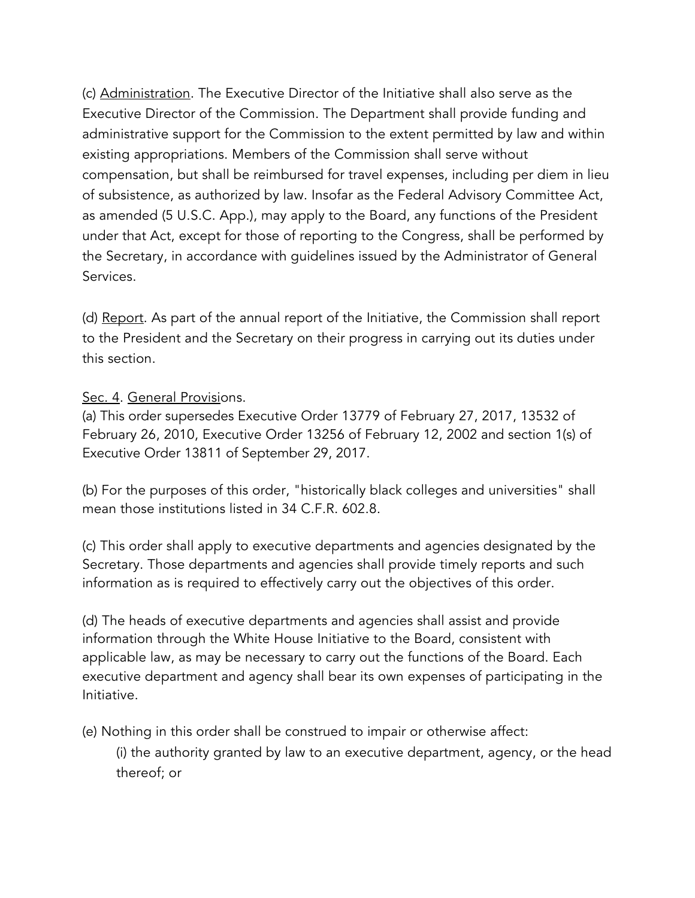(c) Administration. The Executive Director of the Initiative shall also serve as the Executive Director of the Commission. The Department shall provide funding and administrative support for the Commission to the extent permitted by law and within existing appropriations. Members of the Commission shall serve without compensation, but shall be reimbursed for travel expenses, including per diem in lieu of subsistence, as authorized by law. Insofar as the Federal Advisory Committee Act, as amended (5 U.S.C. App.), may apply to the Board, any functions of the President under that Act, except for those of reporting to the Congress, shall be performed by the Secretary, in accordance with guidelines issued by the Administrator of General Services.

(d) Report. As part of the annual report of the Initiative, the Commission shall report to the President and the Secretary on their progress in carrying out its duties under this section.

Sec. 4. General Provisions.

(a) This order supersedes Executive Order 13779 of February 27, 2017, 13532 of February 26, 2010, Executive Order 13256 of February 12, 2002 and section 1(s) of Executive Order 13811 of September 29, 2017.

(b) For the purposes of this order, "historically black colleges and universities" shall mean those institutions listed in 34 C.F.R. 602.8.

(c) This order shall apply to executive departments and agencies designated by the Secretary. Those departments and agencies shall provide timely reports and such information as is required to effectively carry out the objectives of this order.

(d) The heads of executive departments and agencies shall assist and provide information through the White House Initiative to the Board, consistent with applicable law, as may be necessary to carry out the functions of the Board. Each executive department and agency shall bear its own expenses of participating in the Initiative.

(e) Nothing in this order shall be construed to impair or otherwise affect:

(i) the authority granted by law to an executive department, agency, or the head thereof; or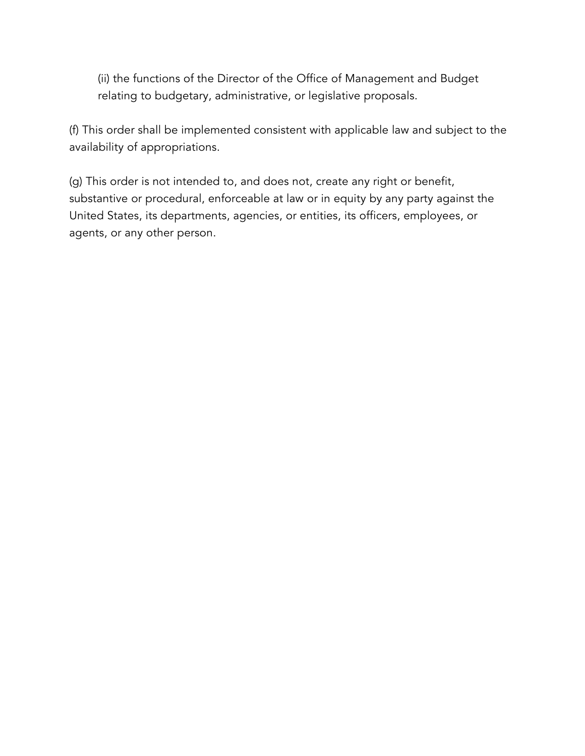(ii) the functions of the Director of the Office of Management and Budget relating to budgetary, administrative, or legislative proposals.

(f) This order shall be implemented consistent with applicable law and subject to the availability of appropriations.

(g) This order is not intended to, and does not, create any right or benefit, substantive or procedural, enforceable at law or in equity by any party against the United States, its departments, agencies, or entities, its officers, employees, or agents, or any other person.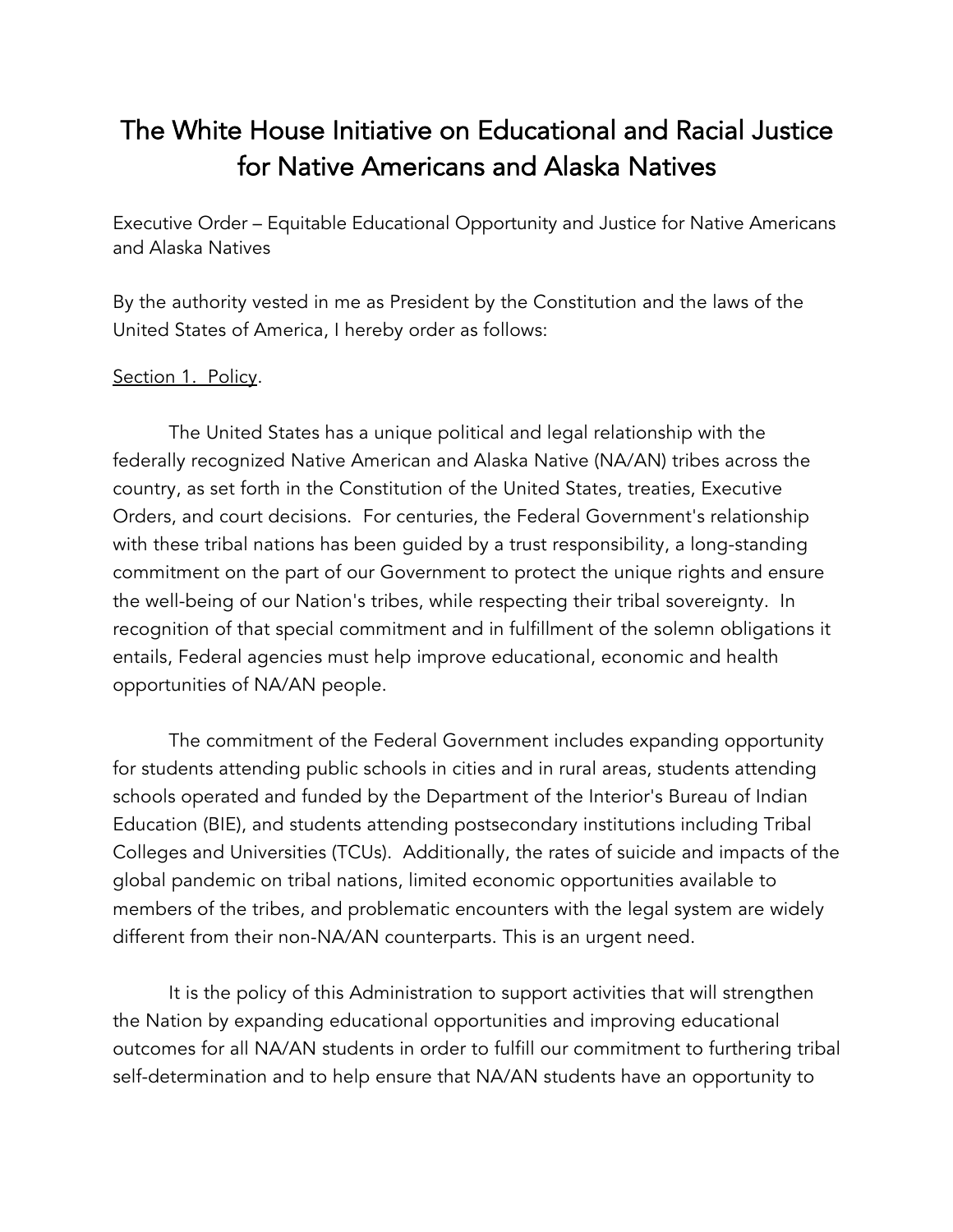# The White House Initiative on Educational and Racial Justice for Native Americans and Alaska Natives

Executive Order – Equitable Educational Opportunity and Justice for Native Americans and Alaska Natives

By the authority vested in me as President by the Constitution and the laws of the United States of America, I hereby order as follows:

Section 1. Policy.

The United States has a unique political and legal relationship with the federally recognized Native American and Alaska Native (NA/AN) tribes across the country, as set forth in the Constitution of the United States, treaties, Executive Orders, and court decisions. For centuries, the Federal Government's relationship with these tribal nations has been guided by a trust responsibility, a long-standing commitment on the part of our Government to protect the unique rights and ensure the well-being of our Nation's tribes, while respecting their tribal sovereignty. In recognition of that special commitment and in fulfillment of the solemn obligations it entails, Federal agencies must help improve educational, economic and health opportunities of NA/AN people.

The commitment of the Federal Government includes expanding opportunity for students attending public schools in cities and in rural areas, students attending schools operated and funded by the Department of the Interior's Bureau of Indian Education (BIE), and students attending postsecondary institutions including Tribal Colleges and Universities (TCUs). Additionally, the rates of suicide and impacts of the global pandemic on tribal nations, limited economic opportunities available to members of the tribes, and problematic encounters with the legal system are widely different from their non-NA/AN counterparts. This is an urgent need.

It is the policy of this Administration to support activities that will strengthen the Nation by expanding educational opportunities and improving educational outcomes for all NA/AN students in order to fulfill our commitment to furthering tribal self-determination and to help ensure that NA/AN students have an opportunity to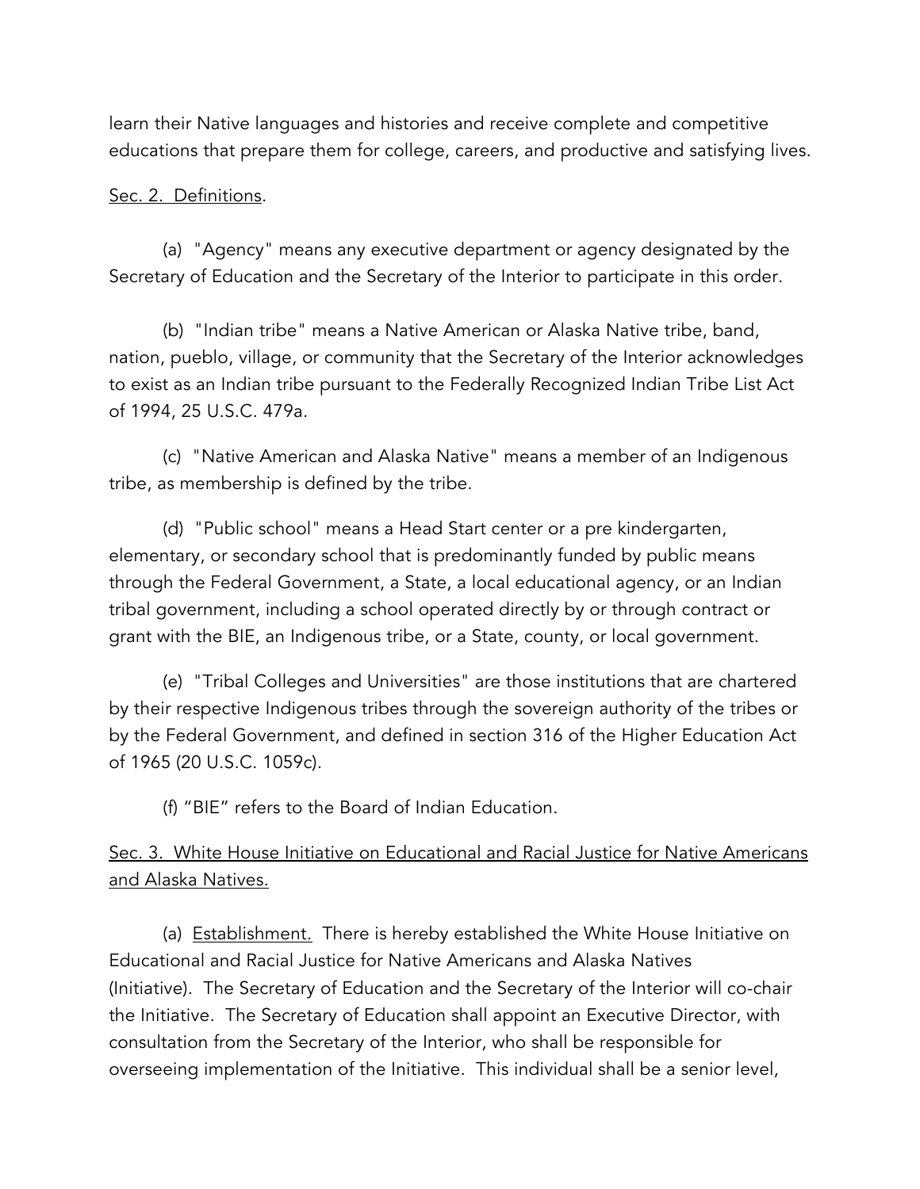learn their Native languages and histories and receive complete and competitive educations that prepare them for college, careers, and productive and satisfying lives.

Sec. 2. Definitions.

(a) "Agency" means any executive department or agency designated by the Secretary of Education and the Secretary of the Interior to participate in this order.

(b) "Indian tribe" means a Native American or Alaska Native tribe, band, nation, pueblo, village, or community that the Secretary of the Interior acknowledges to exist as an Indian tribe pursuant to the Federally Recognized Indian Tribe List Act of 1994, 25 U.S.C. 479a.

(c) "Native American and Alaska Native" means a member of an Indigenous tribe, as membership is defined by the tribe.

(d) "Public school" means a Head Start center or a pre kindergarten, elementary, or secondary school that is predominantly funded by public means through the Federal Government, a State, a local educational agency, or an Indian tribal government, including a school operated directly by or through contract or grant with the BIE, an Indigenous tribe, or a State, county, or local government.

(e) "Tribal Colleges and Universities" are those institutions that are chartered by their respective Indigenous tribes through the sovereign authority of the tribes or by the Federal Government, and defined in section 316 of the Higher Education Act of 1965 (20 U.S.C. 1059c).

(f) "BIE" refers to the Board of Indian Education.

Sec. 3. White House Initiative on Educational and Racial Justice for Native Americans and Alaska Natives.

(a) Establishment. There is hereby established the White House Initiative on Educational and Racial Justice for Native Americans and Alaska Natives (Initiative). The Secretary of Education and the Secretary of the Interior will co-chair the Initiative. The Secretary of Education shall appoint an Executive Director, with consultation from the Secretary of the Interior, who shall be responsible for overseeing implementation of the Initiative. This individual shall be a senior level,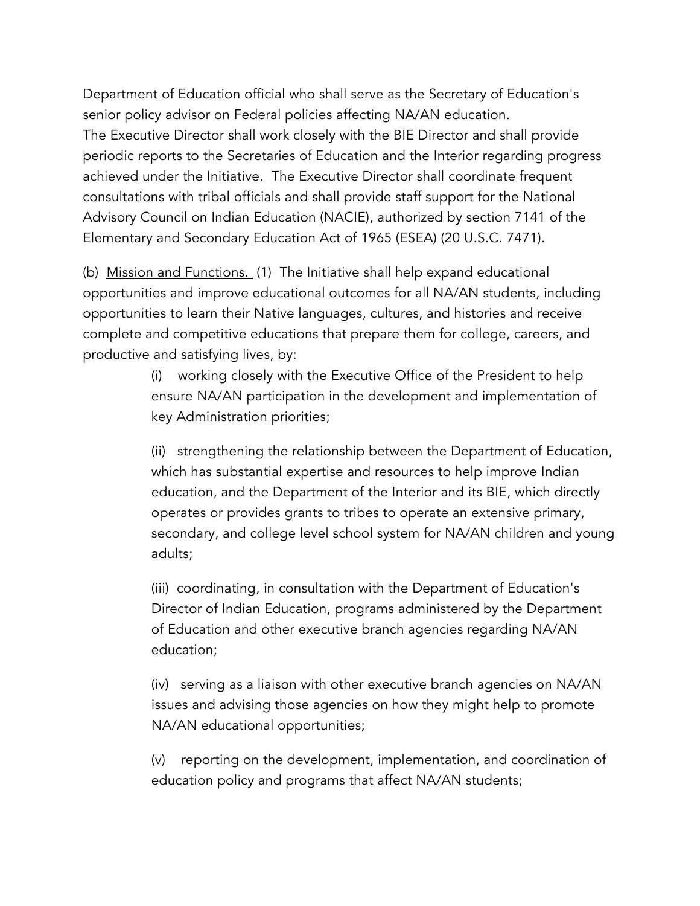Department of Education official who shall serve as the Secretary of Education's senior policy advisor on Federal policies affecting NA/AN education. The Executive Director shall work closely with the BIE Director and shall provide periodic reports to the Secretaries of Education and the Interior regarding progress achieved under the Initiative. The Executive Director shall coordinate frequent consultations with tribal officials and shall provide staff support for the National Advisory Council on Indian Education (NACIE), authorized by section 7141 of the Elementary and Secondary Education Act of 1965 (ESEA) (20 U.S.C. 7471).

(b) Mission and Functions. (1) The Initiative shall help expand educational opportunities and improve educational outcomes for all NA/AN students, including opportunities to learn their Native languages, cultures, and histories and receive complete and competitive educations that prepare them for college, careers, and productive and satisfying lives, by:

(i) working closely with the Executive Office of the President to help ensure NA/AN participation in the development and implementation of key Administration priorities;

(ii) strengthening the relationship between the Department of Education, which has substantial expertise and resources to help improve Indian education, and the Department of the Interior and its BIE, which directly operates or provides grants to tribes to operate an extensive primary, secondary, and college level school system for NA/AN children and young adults;

(iii) coordinating, in consultation with the Department of Education's Director of Indian Education, programs administered by the Department of Education and other executive branch agencies regarding NA/AN education;

(iv) serving as a liaison with other executive branch agencies on NA/AN issues and advising those agencies on how they might help to promote NA/AN educational opportunities;

(v) reporting on the development, implementation, and coordination of education policy and programs that affect NA/AN students;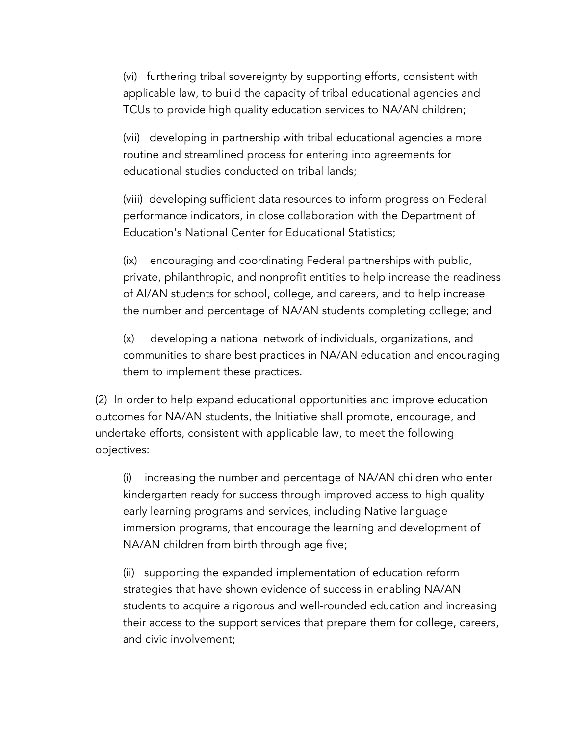(vi) furthering tribal sovereignty by supporting efforts, consistent with applicable law, to build the capacity of tribal educational agencies and TCUs to provide high quality education services to NA/AN children;

(vii) developing in partnership with tribal educational agencies a more routine and streamlined process for entering into agreements for educational studies conducted on tribal lands;

(viii) developing sufficient data resources to inform progress on Federal performance indicators, in close collaboration with the Department of Education's National Center for Educational Statistics;

(ix) encouraging and coordinating Federal partnerships with public, private, philanthropic, and nonprofit entities to help increase the readiness of AI/AN students for school, college, and careers, and to help increase the number and percentage of NA/AN students completing college; and

(x) developing a national network of individuals, organizations, and communities to share best practices in NA/AN education and encouraging them to implement these practices.

(2) In order to help expand educational opportunities and improve education outcomes for NA/AN students, the Initiative shall promote, encourage, and undertake efforts, consistent with applicable law, to meet the following objectives:

(i) increasing the number and percentage of NA/AN children who enter kindergarten ready for success through improved access to high quality early learning programs and services, including Native language immersion programs, that encourage the learning and development of NA/AN children from birth through age five;

(ii) supporting the expanded implementation of education reform strategies that have shown evidence of success in enabling NA/AN students to acquire a rigorous and well-rounded education and increasing their access to the support services that prepare them for college, careers, and civic involvement;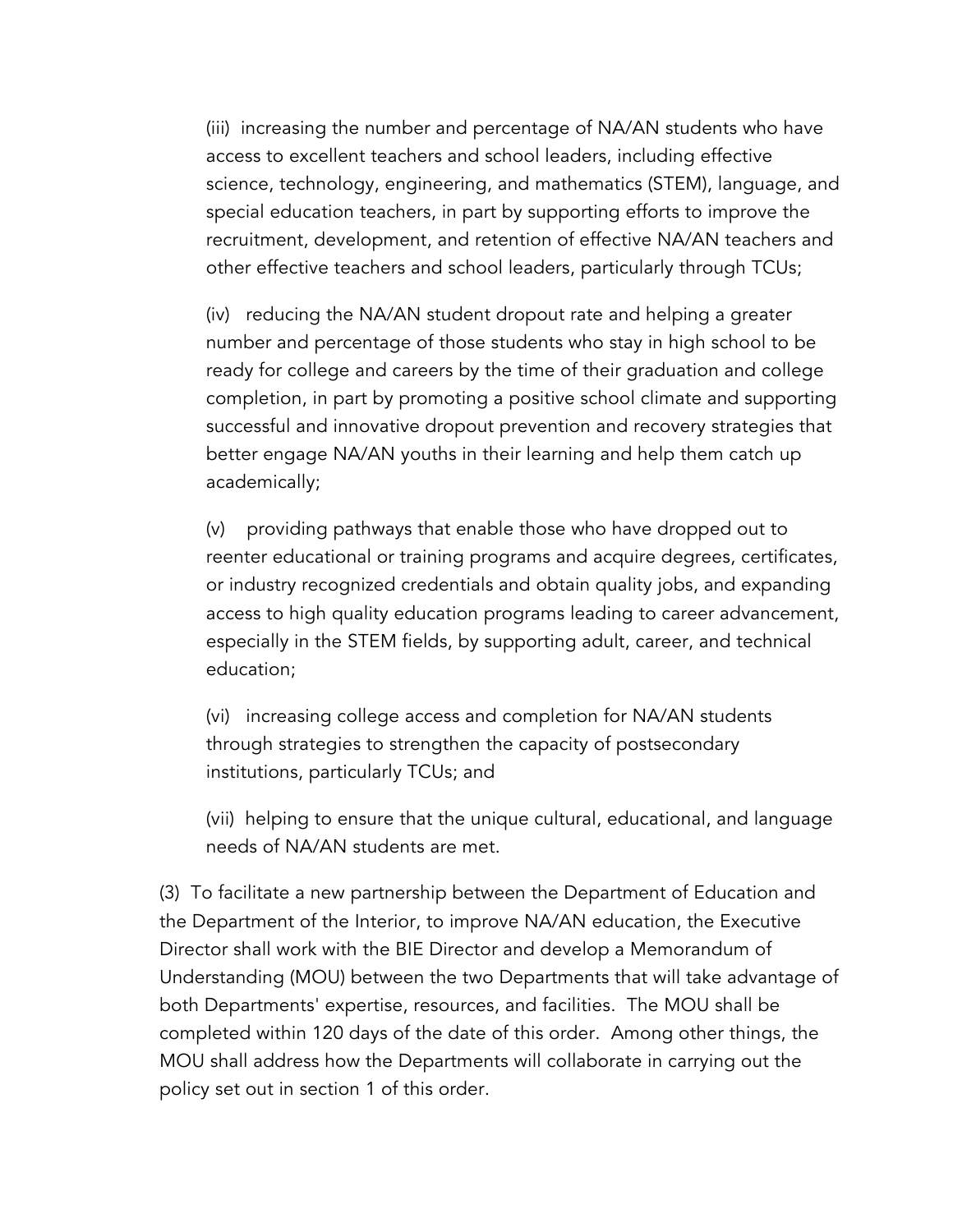(iii) increasing the number and percentage of NA/AN students who have access to excellent teachers and school leaders, including effective science, technology, engineering, and mathematics (STEM), language, and special education teachers, in part by supporting efforts to improve the recruitment, development, and retention of effective NA/AN teachers and other effective teachers and school leaders, particularly through TCUs;

(iv) reducing the NA/AN student dropout rate and helping a greater number and percentage of those students who stay in high school to be ready for college and careers by the time of their graduation and college completion, in part by promoting a positive school climate and supporting successful and innovative dropout prevention and recovery strategies that better engage NA/AN youths in their learning and help them catch up academically;

(v) providing pathways that enable those who have dropped out to reenter educational or training programs and acquire degrees, certificates, or industry recognized credentials and obtain quality jobs, and expanding access to high quality education programs leading to career advancement, especially in the STEM fields, by supporting adult, career, and technical education;

(vi) increasing college access and completion for NA/AN students through strategies to strengthen the capacity of postsecondary institutions, particularly TCUs; and

(vii) helping to ensure that the unique cultural, educational, and language needs of NA/AN students are met.

(3) To facilitate a new partnership between the Department of Education and the Department of the Interior, to improve NA/AN education, the Executive Director shall work with the BIE Director and develop a Memorandum of Understanding (MOU) between the two Departments that will take advantage of both Departments' expertise, resources, and facilities. The MOU shall be completed within 120 days of the date of this order. Among other things, the MOU shall address how the Departments will collaborate in carrying out the policy set out in section 1 of this order.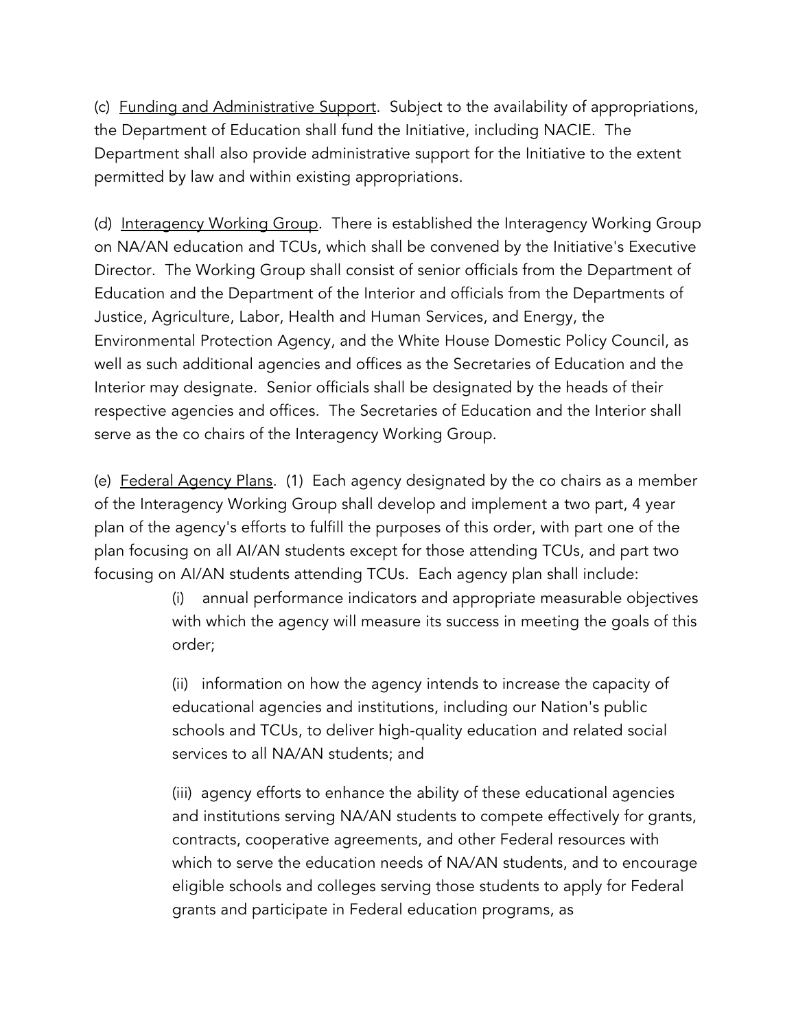(c) Funding and Administrative Support. Subject to the availability of appropriations, the Department of Education shall fund the Initiative, including NACIE. The Department shall also provide administrative support for the Initiative to the extent permitted by law and within existing appropriations.

(d) Interagency Working Group. There is established the Interagency Working Group on NA/AN education and TCUs, which shall be convened by the Initiative's Executive Director. The Working Group shall consist of senior officials from the Department of Education and the Department of the Interior and officials from the Departments of Justice, Agriculture, Labor, Health and Human Services, and Energy, the Environmental Protection Agency, and the White House Domestic Policy Council, as well as such additional agencies and offices as the Secretaries of Education and the Interior may designate. Senior officials shall be designated by the heads of their respective agencies and offices. The Secretaries of Education and the Interior shall serve as the co chairs of the Interagency Working Group.

(e) Federal Agency Plans. (1) Each agency designated by the co chairs as a member of the Interagency Working Group shall develop and implement a two part, 4 year plan of the agency's efforts to fulfill the purposes of this order, with part one of the plan focusing on all AI/AN students except for those attending TCUs, and part two focusing on AI/AN students attending TCUs. Each agency plan shall include:

> (i) annual performance indicators and appropriate measurable objectives with which the agency will measure its success in meeting the goals of this order;
>
> (ii) information on how the agency intends to increase the capacity of educational agencies and institutions, including our Nation's public schools and TCUs, to deliver high-quality education and related social services to all NA/AN students; and
>
> (iii) agency efforts to enhance the ability of these educational agencies and institutions serving NA/AN students to compete effectively for grants, contracts, cooperative agreements, and other Federal resources with which to serve the education needs of NA/AN students, and to encourage eligible schools and colleges serving those students to apply for Federal grants and participate in Federal education programs, as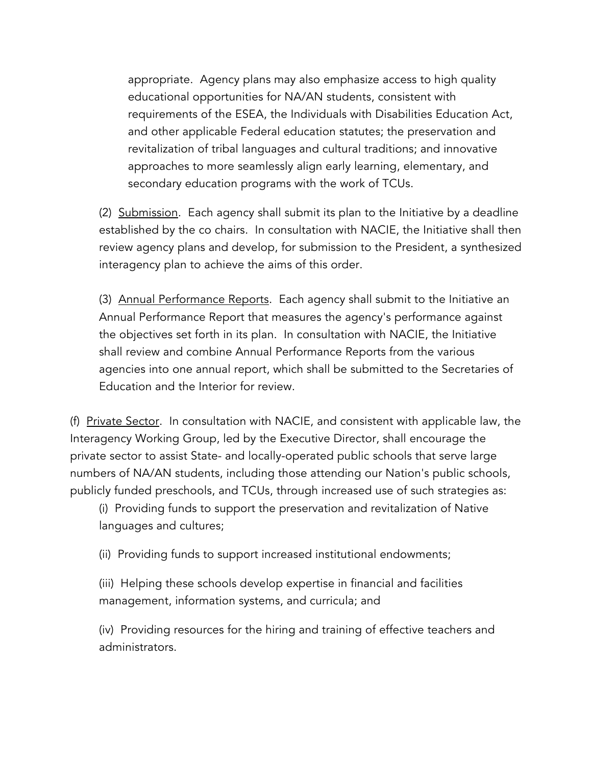appropriate. Agency plans may also emphasize access to high quality educational opportunities for NA/AN students, consistent with requirements of the ESEA, the Individuals with Disabilities Education Act, and other applicable Federal education statutes; the preservation and revitalization of tribal languages and cultural traditions; and innovative approaches to more seamlessly align early learning, elementary, and secondary education programs with the work of TCUs.

(2) <u>Submission</u>. Each agency shall submit its plan to the Initiative by a deadline established by the co chairs. In consultation with NACIE, the Initiative shall then review agency plans and develop, for submission to the President, a synthesized interagency plan to achieve the aims of this order.

(3) <u>Annual Performance Reports</u>. Each agency shall submit to the Initiative an Annual Performance Report that measures the agency's performance against the objectives set forth in its plan. In consultation with NACIE, the Initiative shall review and combine Annual Performance Reports from the various agencies into one annual report, which shall be submitted to the Secretaries of Education and the Interior for review.

(f) <u>Private Sector</u>. In consultation with NACIE, and consistent with applicable law, the Interagency Working Group, led by the Executive Director, shall encourage the private sector to assist State- and locally-operated public schools that serve large numbers of NA/AN students, including those attending our Nation's public schools, publicly funded preschools, and TCUs, through increased use of such strategies as:

(i) Providing funds to support the preservation and revitalization of Native languages and cultures;

(ii) Providing funds to support increased institutional endowments;

(iii) Helping these schools develop expertise in financial and facilities management, information systems, and curricula; and

(iv) Providing resources for the hiring and training of effective teachers and administrators.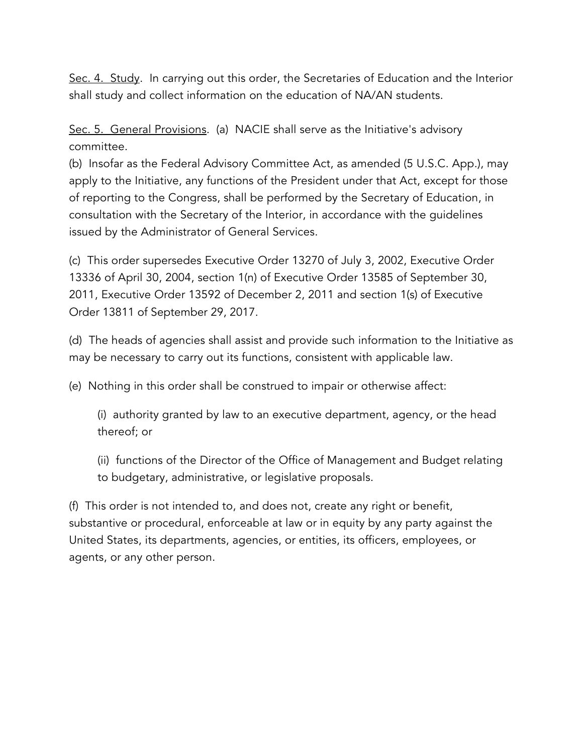<u>Sec. 4. Study</u>. In carrying out this order, the Secretaries of Education and the Interior shall study and collect information on the education of NA/AN students.

<u>Sec. 5. General Provisions</u>. (a) NACIE shall serve as the Initiative's advisory committee.

(b) Insofar as the Federal Advisory Committee Act, as amended (5 U.S.C. App.), may apply to the Initiative, any functions of the President under that Act, except for those of reporting to the Congress, shall be performed by the Secretary of Education, in consultation with the Secretary of the Interior, in accordance with the guidelines issued by the Administrator of General Services.

(c) This order supersedes Executive Order 13270 of July 3, 2002, Executive Order 13336 of April 30, 2004, section 1(n) of Executive Order 13585 of September 30, 2011, Executive Order 13592 of December 2, 2011 and section 1(s) of Executive Order 13811 of September 29, 2017.

(d) The heads of agencies shall assist and provide such information to the Initiative as may be necessary to carry out its functions, consistent with applicable law.

(e) Nothing in this order shall be construed to impair or otherwise affect:

> (i) authority granted by law to an executive department, agency, or the head thereof; or
>
> (ii) functions of the Director of the Office of Management and Budget relating to budgetary, administrative, or legislative proposals.

(f) This order is not intended to, and does not, create any right or benefit, substantive or procedural, enforceable at law or in equity by any party against the United States, its departments, agencies, or entities, its officers, employees, or agents, or any other person.